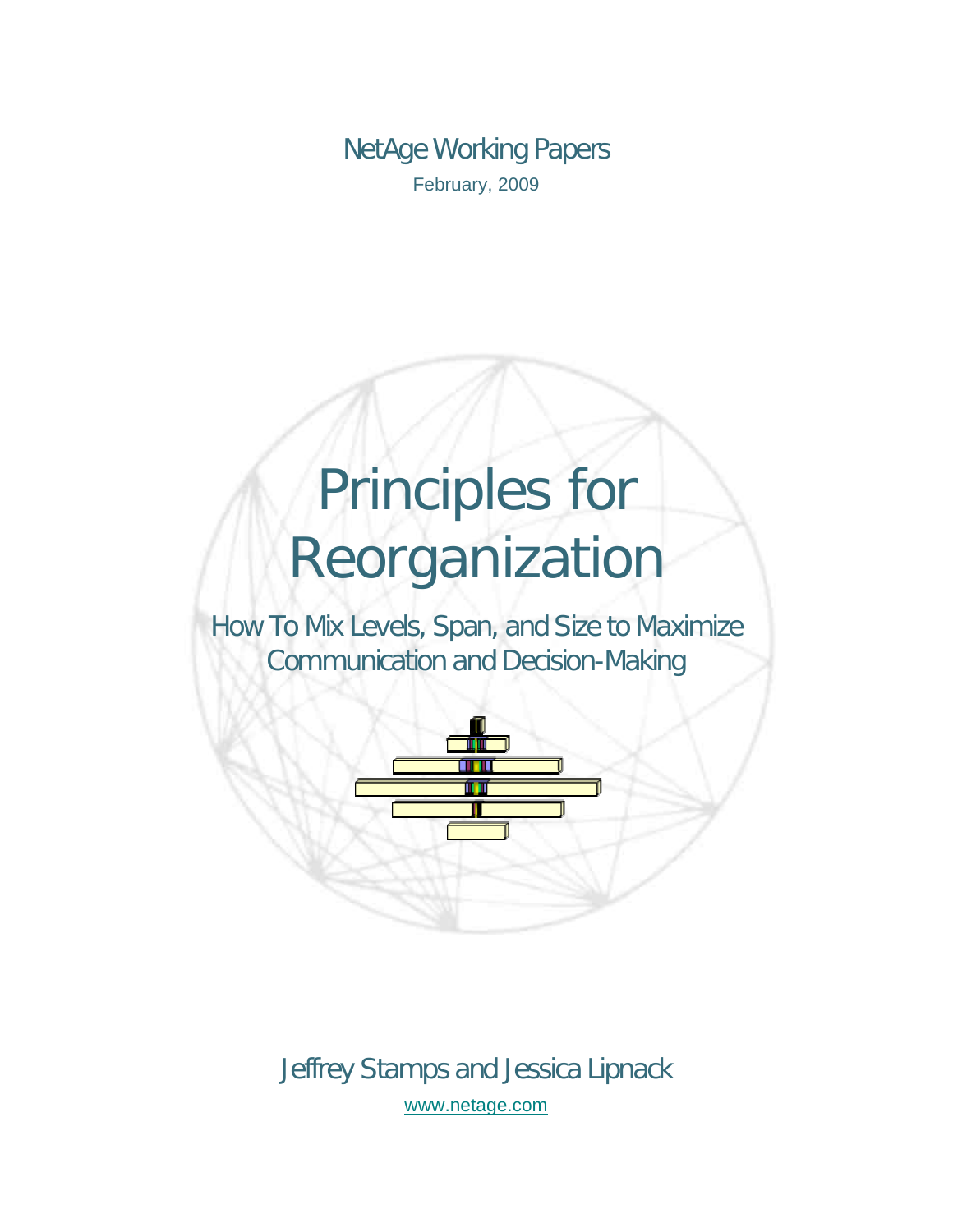NetAge Working Papers

February, 2009

# Principles for Reorganization

## How To Mix Levels, Span, and Size to Maximize Communication and Decision-Making

Jeffrey Stamps and Jessica Lipnack

www.netage.com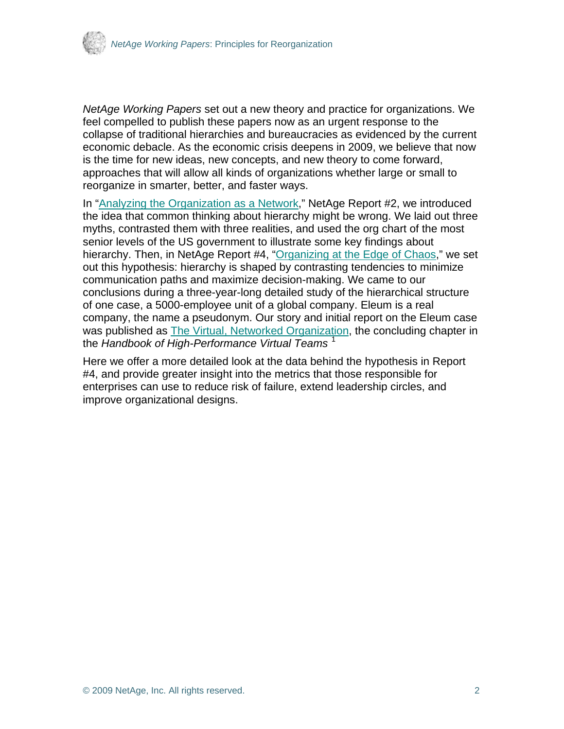*NetAge Working Papers* set out a new theory and practice for organizations. We feel compelled to publish these papers now as an urgent response to the collapse of traditional hierarchies and bureaucracies as evidenced by the current economic debacle. As the economic crisis deepens in 2009, we believe that now is the time for new ideas, new concepts, and new theory to come forward, approaches that will allow all kinds of organizations whether large or small to reorganize in smarter, better, and faster ways.

In "Analyzing the Organization as a Network," NetAge Report #2, we introduced the idea that common thinking about hierarchy might be wrong. We laid out three myths, contrasted them with three realities, and used the org chart of the most senior levels of the US government to illustrate some key findings about hierarchy. Then, in NetAge Report #4, "Organizing at the Edge of Chaos," we set out this hypothesis: hierarchy is shaped by contrasting tendencies to minimize communication paths and maximize decision-making. We came to our conclusions during a three-year-long detailed study of the hierarchical structure of one case, a 5000-employee unit of a global company. Eleum is a real company, the name a pseudonym. Our story and initial report on the Eleum case was published as The Virtual, Networked Organization, the concluding chapter in the *Handbook of High-Performance Virtual Teams* [1]

Here we offer a more detailed look at the data behind the hypothesis in Report #4, and provide greater insight into the metrics that those responsible for enterprises can use to reduce risk of failure, extend leadership circles, and improve organizational designs.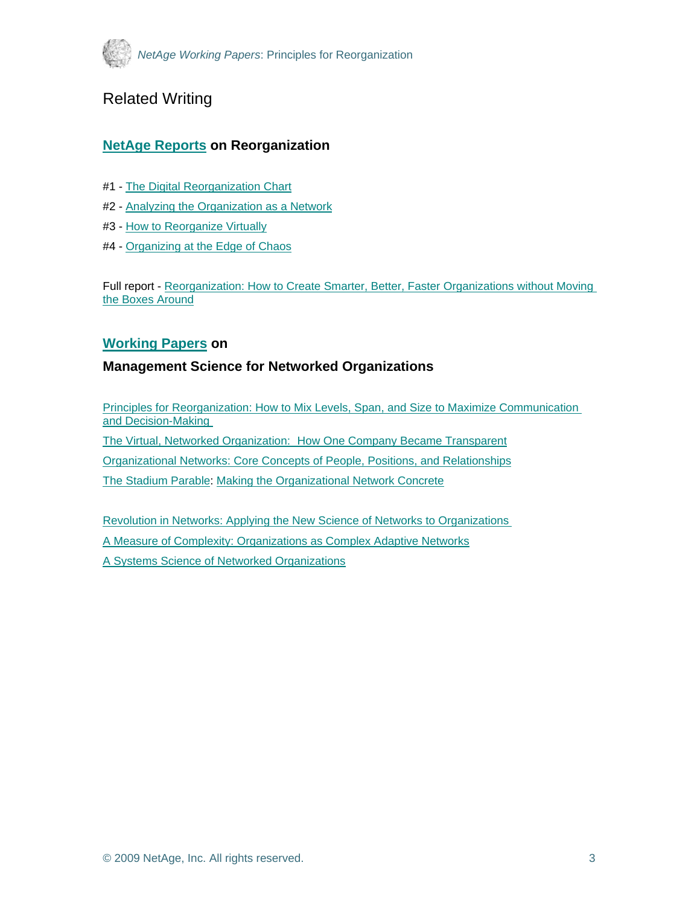## Related Writing

### NetAge Reports on Reorganization

#1 - The Digital Reorganization Chart

#2 - Analyzing the Organization as a Network

#3 - How to Reorganize Virtually

#4 - Organizing at the Edge of Chaos

Full report - Reorganization: How to Create Smarter, Better, Faster Organizations without Moving the Boxes Around

### Working Papers on

### Management Science for Networked Organizations

Principles for Reorganization: How to Mix Levels, Span, and Size to Maximize Communication and Decision-Making

The Virtual, Networked Organization: How One Company Became Transparent

Organizational Networks: Core Concepts of People, Positions, and Relationships

The Stadium Parable: Making the Organizational Network Concrete

Revolution in Networks: Applying the New Science of Networks to Organizations

A Measure of Complexity: Organizations as Complex Adaptive Networks

A Systems Science of Networked Organizations

© 2009 NetAge, Inc. All rights reserved.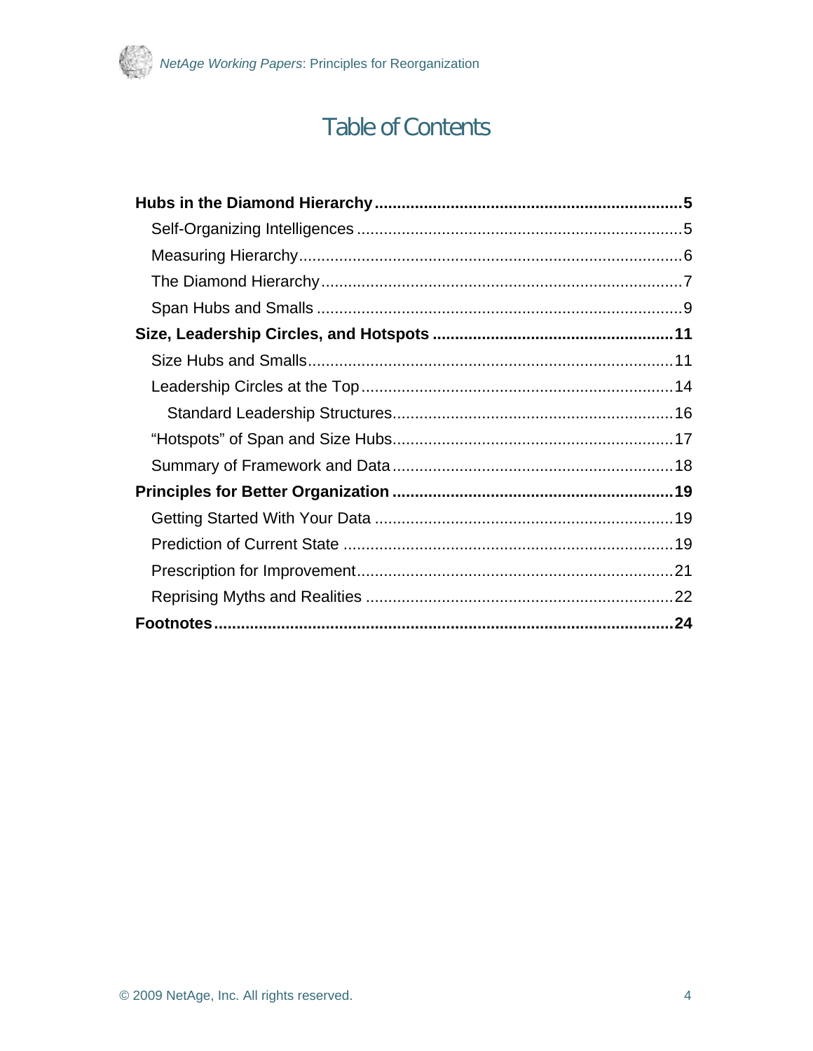# Table of Contents

**Hubs in the Diamond Hierarchy** .......... **5**
- Self-Organizing Intelligences .......... 5
- Measuring Hierarchy .......... 6
- The Diamond Hierarchy .......... 7
- Span Hubs and Smalls .......... 9

**Size, Leadership Circles, and Hotspots** .......... **11**
- Size Hubs and Smalls .......... 11
- Leadership Circles at the Top .......... 14
  - Standard Leadership Structures .......... 16
- "Hotspots" of Span and Size Hubs .......... 17
- Summary of Framework and Data .......... 18

**Principles for Better Organization** .......... **19**
- Getting Started With Your Data .......... 19
- Prediction of Current State .......... 19
- Prescription for Improvement .......... 21
- Reprising Myths and Realities .......... 22

**Footnotes** .......... **24**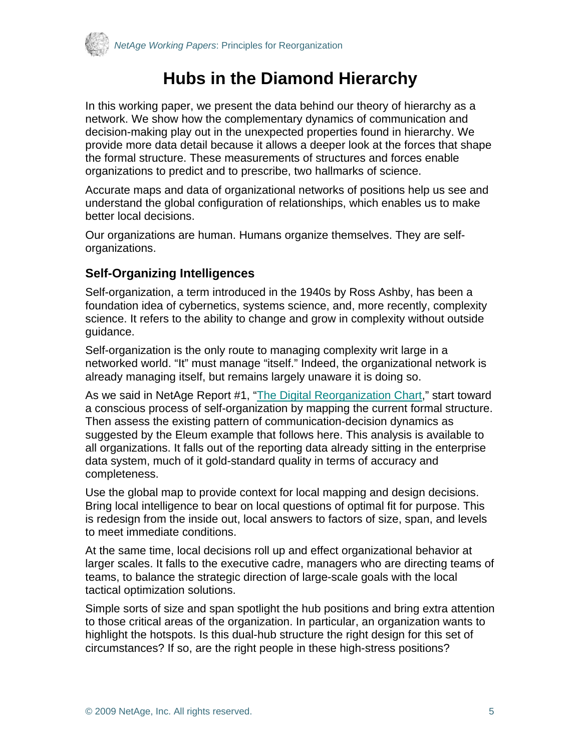# Hubs in the Diamond Hierarchy

In this working paper, we present the data behind our theory of hierarchy as a network. We show how the complementary dynamics of communication and decision-making play out in the unexpected properties found in hierarchy. We provide more data detail because it allows a deeper look at the forces that shape the formal structure. These measurements of structures and forces enable organizations to predict and to prescribe, two hallmarks of science.

Accurate maps and data of organizational networks of positions help us see and understand the global configuration of relationships, which enables us to make better local decisions.

Our organizations are human. Humans organize themselves. They are self-organizations.

## Self-Organizing Intelligences

Self-organization, a term introduced in the 1940s by Ross Ashby, has been a foundation idea of cybernetics, systems science, and, more recently, complexity science. It refers to the ability to change and grow in complexity without outside guidance.

Self-organization is the only route to managing complexity writ large in a networked world. "It" must manage "itself." Indeed, the organizational network is already managing itself, but remains largely unaware it is doing so.

As we said in NetAge Report #1, "The Digital Reorganization Chart," start toward a conscious process of self-organization by mapping the current formal structure. Then assess the existing pattern of communication-decision dynamics as suggested by the Eleum example that follows here. This analysis is available to all organizations. It falls out of the reporting data already sitting in the enterprise data system, much of it gold-standard quality in terms of accuracy and completeness.

Use the global map to provide context for local mapping and design decisions. Bring local intelligence to bear on local questions of optimal fit for purpose. This is redesign from the inside out, local answers to factors of size, span, and levels to meet immediate conditions.

At the same time, local decisions roll up and effect organizational behavior at larger scales. It falls to the executive cadre, managers who are directing teams of teams, to balance the strategic direction of large-scale goals with the local tactical optimization solutions.

Simple sorts of size and span spotlight the hub positions and bring extra attention to those critical areas of the organization. In particular, an organization wants to highlight the hotspots. Is this dual-hub structure the right design for this set of circumstances? If so, are the right people in these high-stress positions?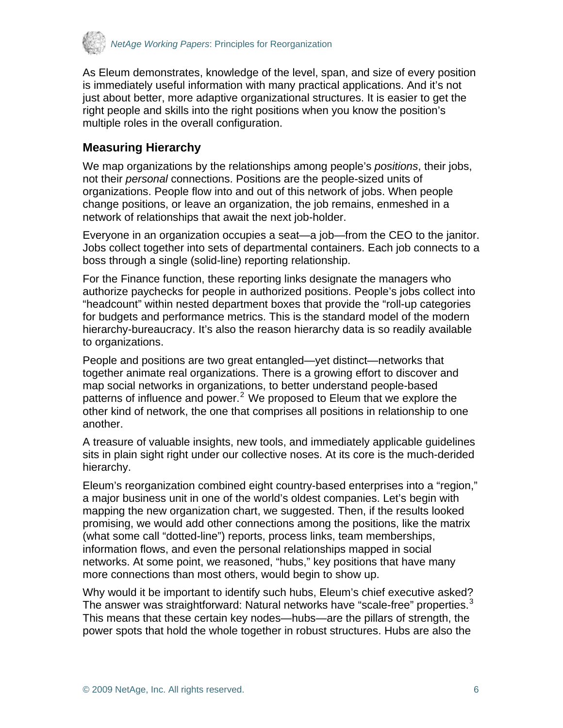As Eleum demonstrates, knowledge of the level, span, and size of every position is immediately useful information with many practical applications. And it's not just about better, more adaptive organizational structures. It is easier to get the right people and skills into the right positions when you know the position's multiple roles in the overall configuration.

### Measuring Hierarchy

We map organizations by the relationships among people's *positions*, their jobs, not their *personal* connections. Positions are the people-sized units of organizations. People flow into and out of this network of jobs. When people change positions, or leave an organization, the job remains, enmeshed in a network of relationships that await the next job-holder.

Everyone in an organization occupies a seat—a job—from the CEO to the janitor. Jobs collect together into sets of departmental containers. Each job connects to a boss through a single (solid-line) reporting relationship.

For the Finance function, these reporting links designate the managers who authorize paychecks for people in authorized positions. People's jobs collect into "headcount" within nested department boxes that provide the "roll-up categories for budgets and performance metrics. This is the standard model of the modern hierarchy-bureaucracy. It's also the reason hierarchy data is so readily available to organizations.

People and positions are two great entangled—yet distinct—networks that together animate real organizations. There is a growing effort to discover and map social networks in organizations, to better understand people-based patterns of influence and power.[2] We proposed to Eleum that we explore the other kind of network, the one that comprises all positions in relationship to one another.

A treasure of valuable insights, new tools, and immediately applicable guidelines sits in plain sight right under our collective noses. At its core is the much-derided hierarchy.

Eleum's reorganization combined eight country-based enterprises into a "region," a major business unit in one of the world's oldest companies. Let's begin with mapping the new organization chart, we suggested. Then, if the results looked promising, we would add other connections among the positions, like the matrix (what some call "dotted-line") reports, process links, team memberships, information flows, and even the personal relationships mapped in social networks. At some point, we reasoned, "hubs," key positions that have many more connections than most others, would begin to show up.

Why would it be important to identify such hubs, Eleum's chief executive asked? The answer was straightforward: Natural networks have "scale-free" properties.[3] This means that these certain key nodes—hubs—are the pillars of strength, the power spots that hold the whole together in robust structures. Hubs are also the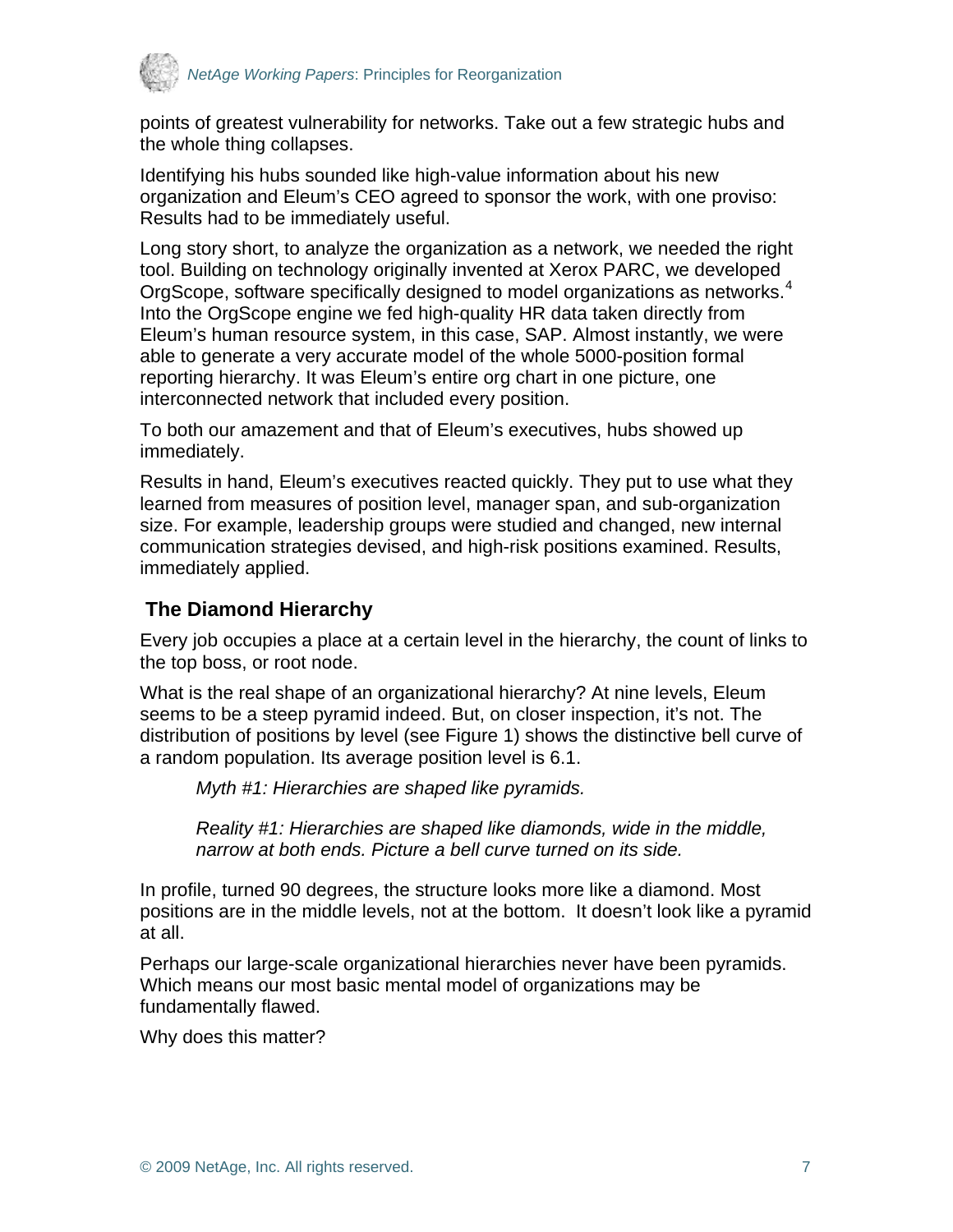points of greatest vulnerability for networks. Take out a few strategic hubs and the whole thing collapses.

Identifying his hubs sounded like high-value information about his new organization and Eleum's CEO agreed to sponsor the work, with one proviso: Results had to be immediately useful.

Long story short, to analyze the organization as a network, we needed the right tool. Building on technology originally invented at Xerox PARC, we developed OrgScope, software specifically designed to model organizations as networks.[4] Into the OrgScope engine we fed high-quality HR data taken directly from Eleum's human resource system, in this case, SAP. Almost instantly, we were able to generate a very accurate model of the whole 5000-position formal reporting hierarchy. It was Eleum's entire org chart in one picture, one interconnected network that included every position.

To both our amazement and that of Eleum's executives, hubs showed up immediately.

Results in hand, Eleum's executives reacted quickly. They put to use what they learned from measures of position level, manager span, and sub-organization size. For example, leadership groups were studied and changed, new internal communication strategies devised, and high-risk positions examined. Results, immediately applied.

## The Diamond Hierarchy

Every job occupies a place at a certain level in the hierarchy, the count of links to the top boss, or root node.

What is the real shape of an organizational hierarchy? At nine levels, Eleum seems to be a steep pyramid indeed. But, on closer inspection, it's not. The distribution of positions by level (see Figure 1) shows the distinctive bell curve of a random population. Its average position level is 6.1.

> *Myth #1: Hierarchies are shaped like pyramids.*
>
> *Reality #1: Hierarchies are shaped like diamonds, wide in the middle, narrow at both ends. Picture a bell curve turned on its side.*

In profile, turned 90 degrees, the structure looks more like a diamond. Most positions are in the middle levels, not at the bottom. It doesn't look like a pyramid at all.

Perhaps our large-scale organizational hierarchies never have been pyramids. Which means our most basic mental model of organizations may be fundamentally flawed.

Why does this matter?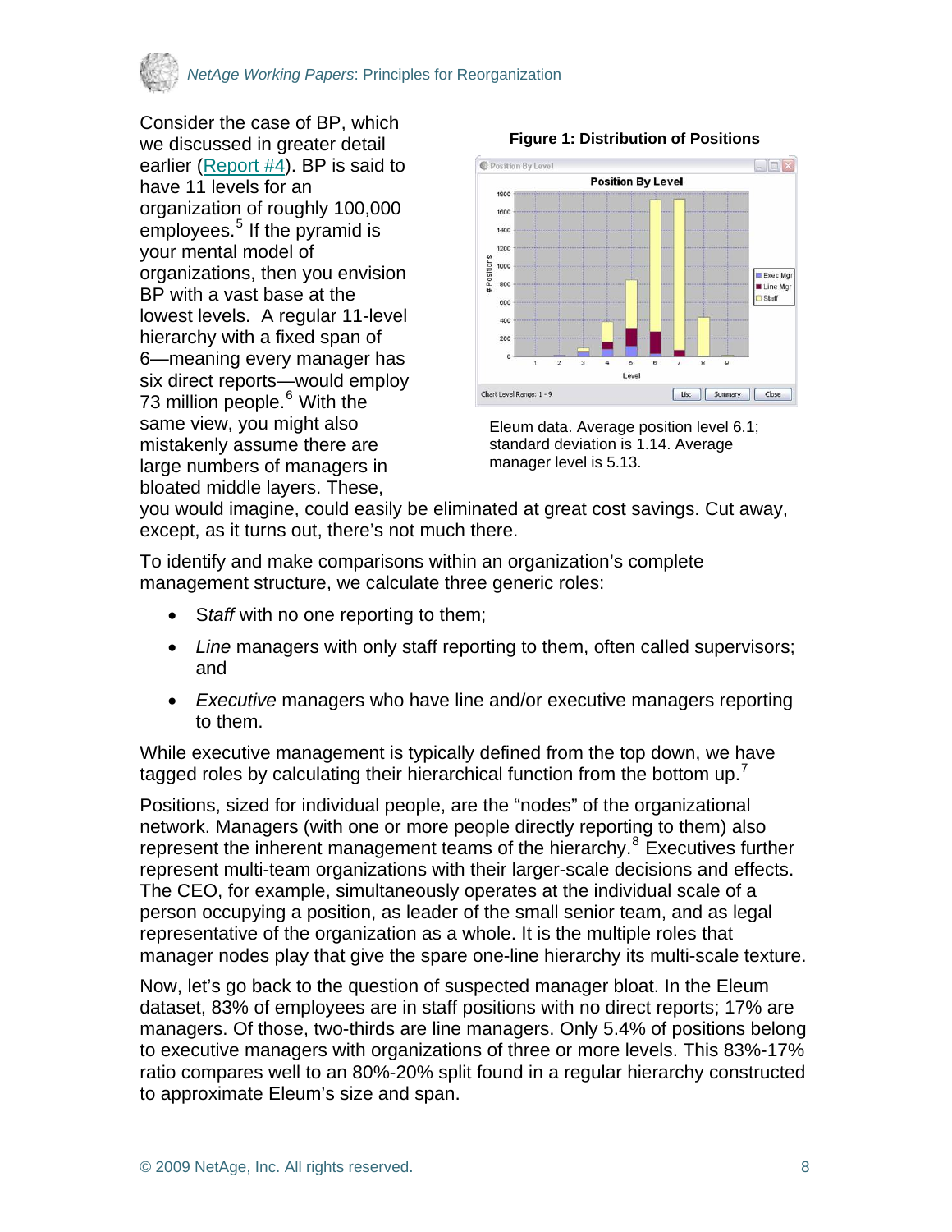Consider the case of BP, which we discussed in greater detail earlier (Report #4). BP is said to have 11 levels for an organization of roughly 100,000 employees.[5] If the pyramid is your mental model of organizations, then you envision BP with a vast base at the lowest levels. A regular 11-level hierarchy with a fixed span of 6—meaning every manager has six direct reports—would employ 73 million people.[6] With the same view, you might also mistakenly assume there are large numbers of managers in bloated middle layers. These, you would imagine, could easily be eliminated at great cost savings. Cut away, except, as it turns out, there's not much there.

**Figure 1: Distribution of Positions**

Eleum data. Average position level 6.1; standard deviation is 1.14. Average manager level is 5.13.

To identify and make comparisons within an organization's complete management structure, we calculate three generic roles:

- *Staff* with no one reporting to them;
- *Line* managers with only staff reporting to them, often called supervisors; and
- *Executive* managers who have line and/or executive managers reporting to them.

While executive management is typically defined from the top down, we have tagged roles by calculating their hierarchical function from the bottom up.[7]

Positions, sized for individual people, are the "nodes" of the organizational network. Managers (with one or more people directly reporting to them) also represent the inherent management teams of the hierarchy.[8] Executives further represent multi-team organizations with their larger-scale decisions and effects. The CEO, for example, simultaneously operates at the individual scale of a person occupying a position, as leader of the small senior team, and as legal representative of the organization as a whole. It is the multiple roles that manager nodes play that give the spare one-line hierarchy its multi-scale texture.

Now, let's go back to the question of suspected manager bloat. In the Eleum dataset, 83% of employees are in staff positions with no direct reports; 17% are managers. Of those, two-thirds are line managers. Only 5.4% of positions belong to executive managers with organizations of three or more levels. This 83%-17% ratio compares well to an 80%-20% split found in a regular hierarchy constructed to approximate Eleum's size and span.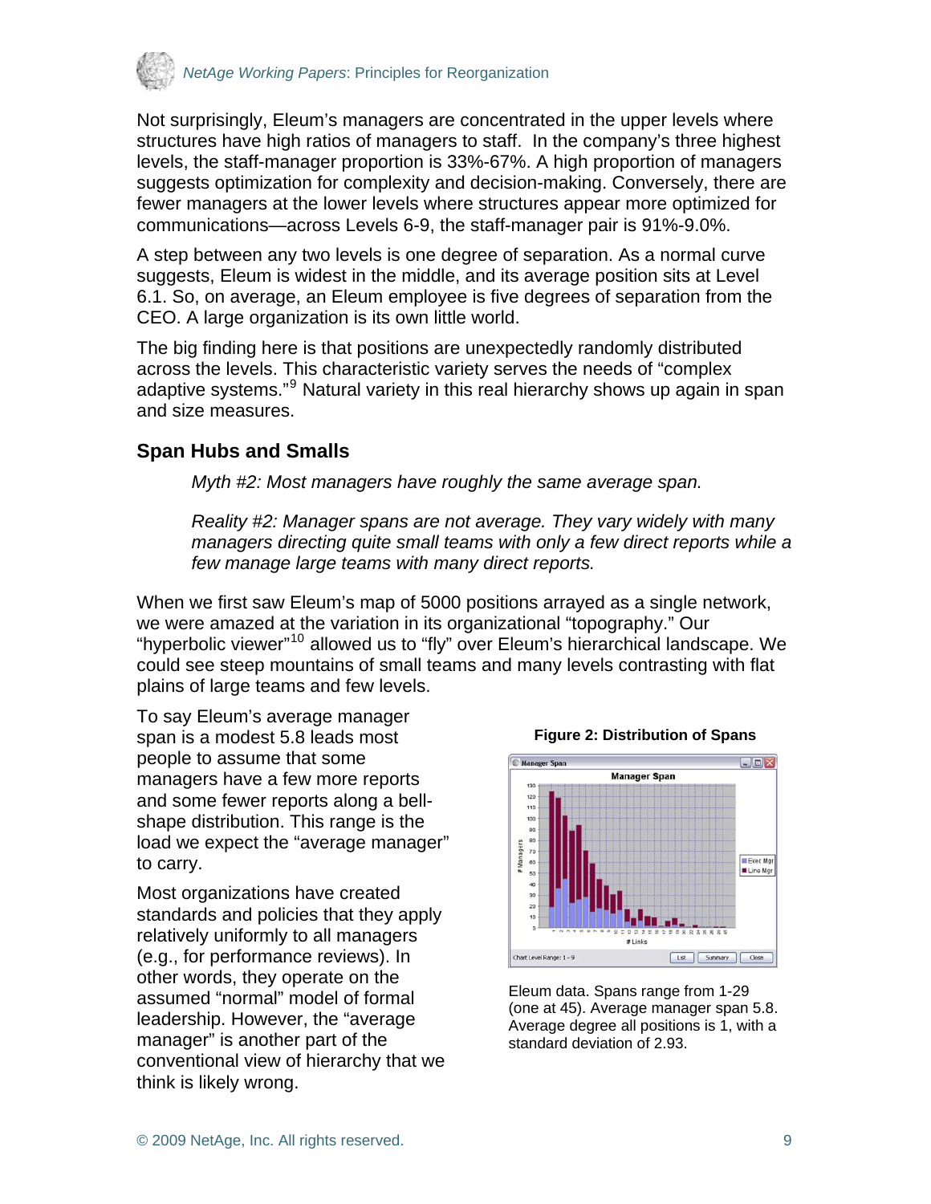Not surprisingly, Eleum's managers are concentrated in the upper levels where structures have high ratios of managers to staff. In the company's three highest levels, the staff-manager proportion is 33%-67%. A high proportion of managers suggests optimization for complexity and decision-making. Conversely, there are fewer managers at the lower levels where structures appear more optimized for communications—across Levels 6-9, the staff-manager pair is 91%-9.0%.

A step between any two levels is one degree of separation. As a normal curve suggests, Eleum is widest in the middle, and its average position sits at Level 6.1. So, on average, an Eleum employee is five degrees of separation from the CEO. A large organization is its own little world.

The big finding here is that positions are unexpectedly randomly distributed across the levels. This characteristic variety serves the needs of "complex adaptive systems."[9] Natural variety in this real hierarchy shows up again in span and size measures.

## Span Hubs and Smalls

*Myth #2: Most managers have roughly the same average span.*

*Reality #2: Manager spans are not average. They vary widely with many managers directing quite small teams with only a few direct reports while a few manage large teams with many direct reports.*

When we first saw Eleum's map of 5000 positions arrayed as a single network, we were amazed at the variation in its organizational "topography." Our "hyperbolic viewer"[10] allowed us to "fly" over Eleum's hierarchical landscape. We could see steep mountains of small teams and many levels contrasting with flat plains of large teams and few levels.

To say Eleum's average manager span is a modest 5.8 leads most people to assume that some managers have a few more reports and some fewer reports along a bell-shape distribution. This range is the load we expect the "average manager" to carry.

Most organizations have created standards and policies that they apply relatively uniformly to all managers (e.g., for performance reviews). In other words, they operate on the assumed "normal" model of formal leadership. However, the "average manager" is another part of the conventional view of hierarchy that we think is likely wrong.

**Figure 2: Distribution of Spans**

Eleum data. Spans range from 1-29 (one at 45). Average manager span 5.8. Average degree all positions is 1, with a standard deviation of 2.93.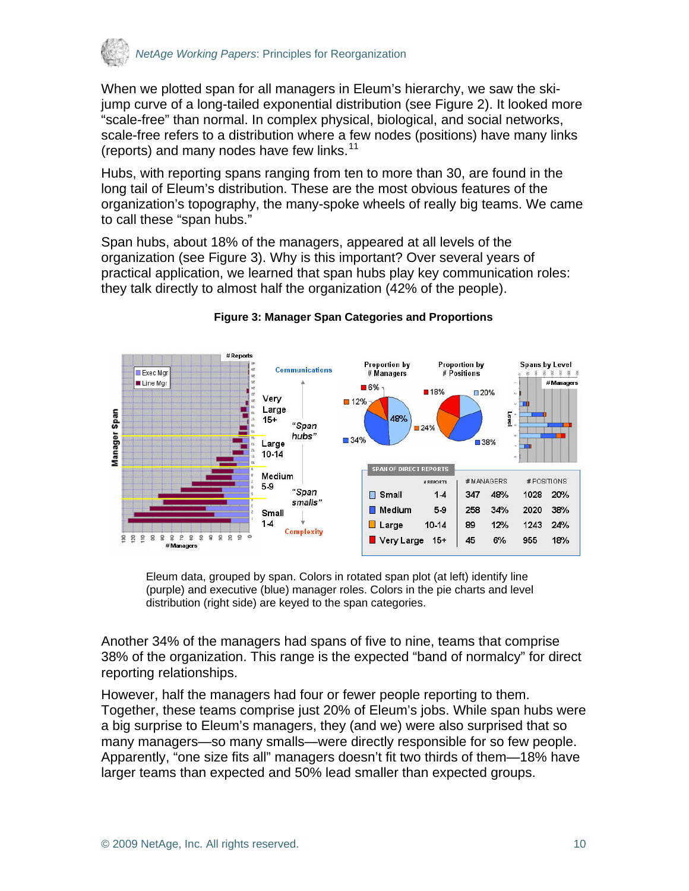When we plotted span for all managers in Eleum's hierarchy, we saw the ski-jump curve of a long-tailed exponential distribution (see Figure 2). It looked more "scale-free" than normal. In complex physical, biological, and social networks, scale-free refers to a distribution where a few nodes (positions) have many links (reports) and many nodes have few links.[11]

Hubs, with reporting spans ranging from ten to more than 30, are found in the long tail of Eleum's distribution. These are the most obvious features of the organization's topography, the many-spoke wheels of really big teams. We came to call these "span hubs."

Span hubs, about 18% of the managers, appeared at all levels of the organization (see Figure 3). Why is this important? Over several years of practical application, we learned that span hubs play key communication roles: they talk directly to almost half the organization (42% of the people).

**Figure 3: Manager Span Categories and Proportions**

| SPAN OF DIRECT REPORTS | # REPORTS | # MANAGERS | | # POSITIONS | |
|---|---|---|---|---|---|
| Small | 1-4 | 347 | 48% | 1028 | 20% |
| Medium | 5-9 | 258 | 34% | 2020 | 38% |
| Large | 10-14 | 89 | 12% | 1243 | 24% |
| Very Large | 15+ | 45 | 6% | 955 | 18% |

Eleum data, grouped by span. Colors in rotated span plot (at left) identify line (purple) and executive (blue) manager roles. Colors in the pie charts and level distribution (right side) are keyed to the span categories.

Another 34% of the managers had spans of five to nine, teams that comprise 38% of the organization. This range is the expected "band of normalcy" for direct reporting relationships.

However, half the managers had four or fewer people reporting to them. Together, these teams comprise just 20% of Eleum's jobs. While span hubs were a big surprise to Eleum's managers, they (and we) were also surprised that so many managers—so many smalls—were directly responsible for so few people. Apparently, "one size fits all" managers doesn't fit two thirds of them—18% have larger teams than expected and 50% lead smaller than expected groups.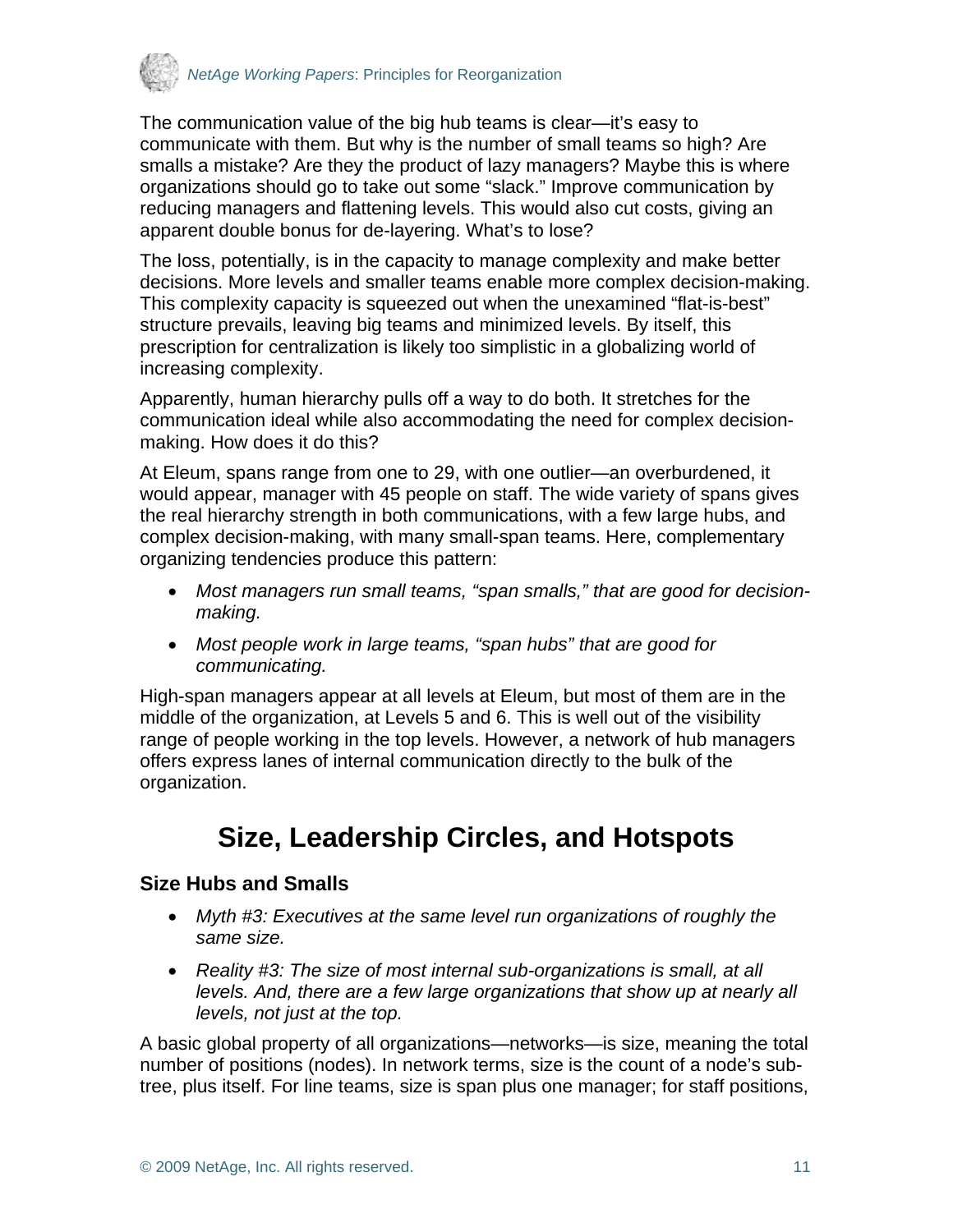The communication value of the big hub teams is clear—it's easy to communicate with them. But why is the number of small teams so high? Are smalls a mistake? Are they the product of lazy managers? Maybe this is where organizations should go to take out some "slack." Improve communication by reducing managers and flattening levels. This would also cut costs, giving an apparent double bonus for de-layering. What's to lose?

The loss, potentially, is in the capacity to manage complexity and make better decisions. More levels and smaller teams enable more complex decision-making. This complexity capacity is squeezed out when the unexamined "flat-is-best" structure prevails, leaving big teams and minimized levels. By itself, this prescription for centralization is likely too simplistic in a globalizing world of increasing complexity.

Apparently, human hierarchy pulls off a way to do both. It stretches for the communication ideal while also accommodating the need for complex decision-making. How does it do this?

At Eleum, spans range from one to 29, with one outlier—an overburdened, it would appear, manager with 45 people on staff. The wide variety of spans gives the real hierarchy strength in both communications, with a few large hubs, and complex decision-making, with many small-span teams. Here, complementary organizing tendencies produce this pattern:

- *Most managers run small teams, "span smalls," that are good for decision-making.*
- *Most people work in large teams, "span hubs" that are good for communicating.*

High-span managers appear at all levels at Eleum, but most of them are in the middle of the organization, at Levels 5 and 6. This is well out of the visibility range of people working in the top levels. However, a network of hub managers offers express lanes of internal communication directly to the bulk of the organization.

## Size, Leadership Circles, and Hotspots

### Size Hubs and Smalls

- *Myth #3: Executives at the same level run organizations of roughly the same size.*
- *Reality #3: The size of most internal sub-organizations is small, at all levels. And, there are a few large organizations that show up at nearly all levels, not just at the top.*

A basic global property of all organizations—networks—is size, meaning the total number of positions (nodes). In network terms, size is the count of a node's sub-tree, plus itself. For line teams, size is span plus one manager; for staff positions,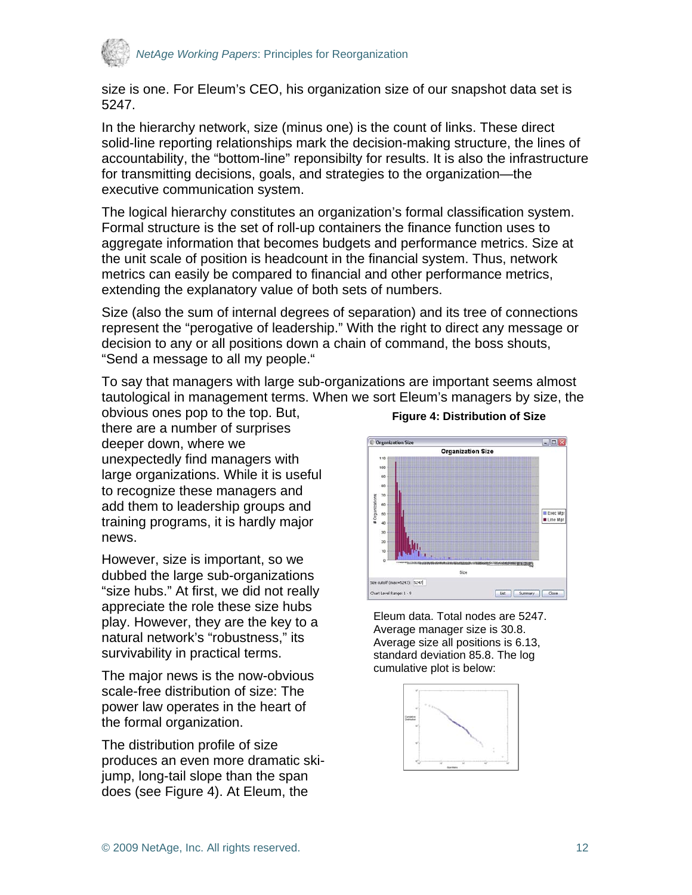size is one. For Eleum's CEO, his organization size of our snapshot data set is 5247.

In the hierarchy network, size (minus one) is the count of links. These direct solid-line reporting relationships mark the decision-making structure, the lines of accountability, the "bottom-line" reponsibilty for results. It is also the infrastructure for transmitting decisions, goals, and strategies to the organization—the executive communication system.

The logical hierarchy constitutes an organization's formal classification system. Formal structure is the set of roll-up containers the finance function uses to aggregate information that becomes budgets and performance metrics. Size at the unit scale of position is headcount in the financial system. Thus, network metrics can easily be compared to financial and other performance metrics, extending the explanatory value of both sets of numbers.

Size (also the sum of internal degrees of separation) and its tree of connections represent the "perogative of leadership." With the right to direct any message or decision to any or all positions down a chain of command, the boss shouts, "Send a message to all my people."

To say that managers with large sub-organizations are important seems almost tautological in management terms. When we sort Eleum's managers by size, the obvious ones pop to the top. But, there are a number of surprises deeper down, where we unexpectedly find managers with large organizations. While it is useful to recognize these managers and add them to leadership groups and training programs, it is hardly major news.

**Figure 4: Distribution of Size**

Eleum data. Total nodes are 5247. Average manager size is 30.8. Average size all positions is 6.13, standard deviation 85.8. The log cumulative plot is below:

However, size is important, so we dubbed the large sub-organizations "size hubs." At first, we did not really appreciate the role these size hubs play. However, they are the key to a natural network's "robustness," its survivability in practical terms.

The major news is the now-obvious scale-free distribution of size: The power law operates in the heart of the formal organization.

The distribution profile of size produces an even more dramatic ski-jump, long-tail slope than the span does (see Figure 4). At Eleum, the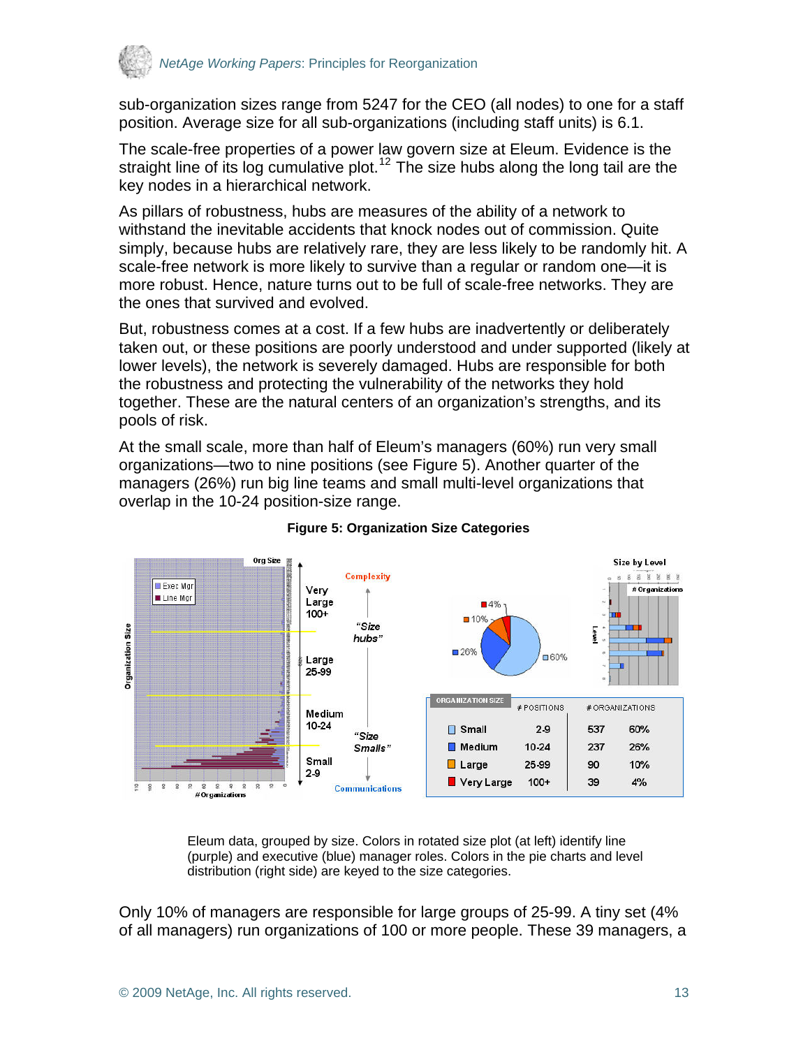sub-organization sizes range from 5247 for the CEO (all nodes) to one for a staff position. Average size for all sub-organizations (including staff units) is 6.1.

The scale-free properties of a power law govern size at Eleum. Evidence is the straight line of its log cumulative plot.[12] The size hubs along the long tail are the key nodes in a hierarchical network.

As pillars of robustness, hubs are measures of the ability of a network to withstand the inevitable accidents that knock nodes out of commission. Quite simply, because hubs are relatively rare, they are less likely to be randomly hit. A scale-free network is more likely to survive than a regular or random one—it is more robust. Hence, nature turns out to be full of scale-free networks. They are the ones that survived and evolved.

But, robustness comes at a cost. If a few hubs are inadvertently or deliberately taken out, or these positions are poorly understood and under supported (likely at lower levels), the network is severely damaged. Hubs are responsible for both the robustness and protecting the vulnerability of the networks they hold together. These are the natural centers of an organization's strengths, and its pools of risk.

At the small scale, more than half of Eleum's managers (60%) run very small organizations—two to nine positions (see Figure 5). Another quarter of the managers (26%) run big line teams and small multi-level organizations that overlap in the 10-24 position-size range.

**Figure 5: Organization Size Categories**

| ORGANIZATION SIZE | # POSITIONS | # ORGANIZATIONS | |
|---|---|---|---|
| Small | 2-9 | 537 | 60% |
| Medium | 10-24 | 237 | 26% |
| Large | 25-99 | 90 | 10% |
| Very Large | 100+ | 39 | 4% |

Eleum data, grouped by size. Colors in rotated size plot (at left) identify line (purple) and executive (blue) manager roles. Colors in the pie charts and level distribution (right side) are keyed to the size categories.

Only 10% of managers are responsible for large groups of 25-99. A tiny set (4% of all managers) run organizations of 100 or more people. These 39 managers, a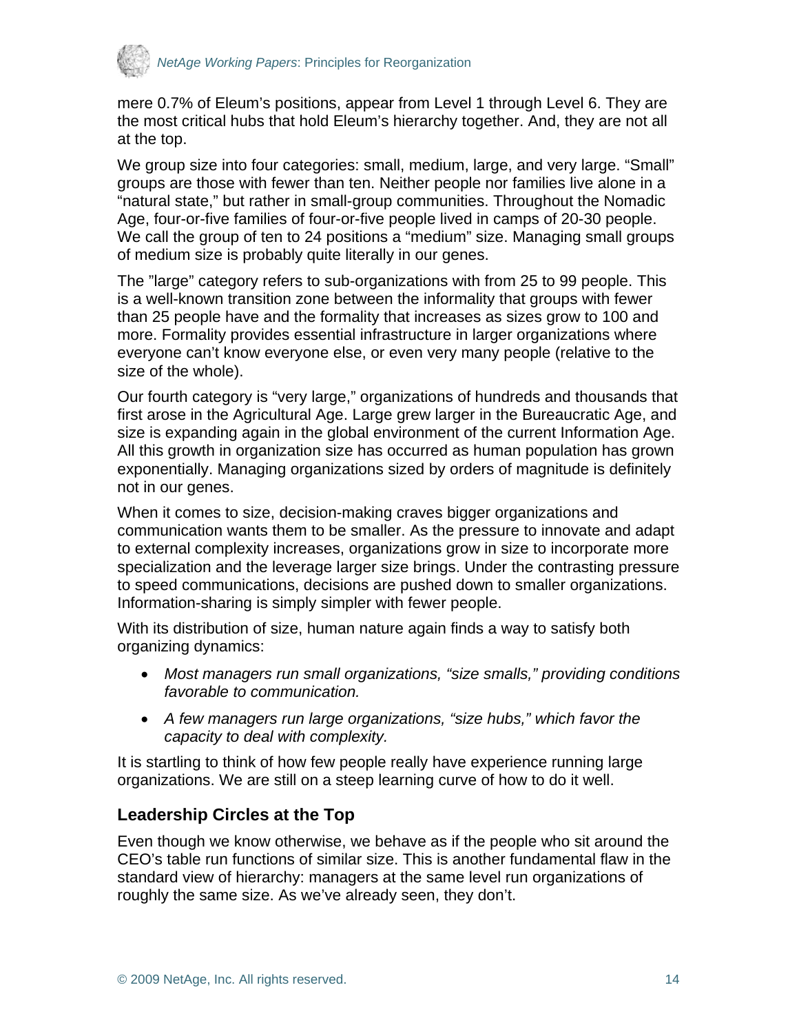mere 0.7% of Eleum's positions, appear from Level 1 through Level 6. They are the most critical hubs that hold Eleum's hierarchy together. And, they are not all at the top.

We group size into four categories: small, medium, large, and very large. "Small" groups are those with fewer than ten. Neither people nor families live alone in a "natural state," but rather in small-group communities. Throughout the Nomadic Age, four-or-five families of four-or-five people lived in camps of 20-30 people. We call the group of ten to 24 positions a "medium" size. Managing small groups of medium size is probably quite literally in our genes.

The "large" category refers to sub-organizations with from 25 to 99 people. This is a well-known transition zone between the informality that groups with fewer than 25 people have and the formality that increases as sizes grow to 100 and more. Formality provides essential infrastructure in larger organizations where everyone can't know everyone else, or even very many people (relative to the size of the whole).

Our fourth category is "very large," organizations of hundreds and thousands that first arose in the Agricultural Age. Large grew larger in the Bureaucratic Age, and size is expanding again in the global environment of the current Information Age. All this growth in organization size has occurred as human population has grown exponentially. Managing organizations sized by orders of magnitude is definitely not in our genes.

When it comes to size, decision-making craves bigger organizations and communication wants them to be smaller. As the pressure to innovate and adapt to external complexity increases, organizations grow in size to incorporate more specialization and the leverage larger size brings. Under the contrasting pressure to speed communications, decisions are pushed down to smaller organizations. Information-sharing is simply simpler with fewer people.

With its distribution of size, human nature again finds a way to satisfy both organizing dynamics:

- *Most managers run small organizations, "size smalls," providing conditions favorable to communication.*
- *A few managers run large organizations, "size hubs," which favor the capacity to deal with complexity.*

It is startling to think of how few people really have experience running large organizations. We are still on a steep learning curve of how to do it well.

### Leadership Circles at the Top

Even though we know otherwise, we behave as if the people who sit around the CEO's table run functions of similar size. This is another fundamental flaw in the standard view of hierarchy: managers at the same level run organizations of roughly the same size. As we've already seen, they don't.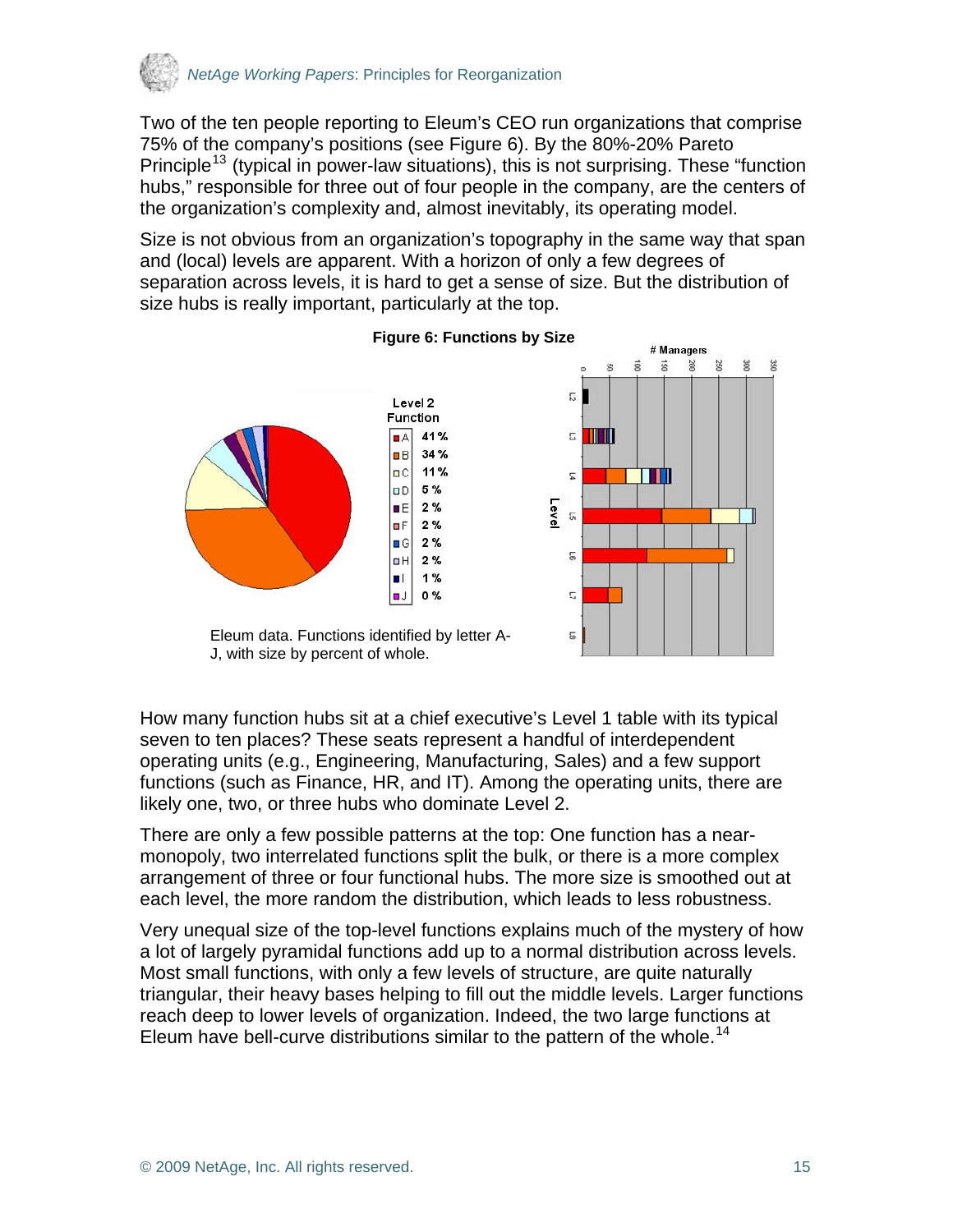Two of the ten people reporting to Eleum's CEO run organizations that comprise 75% of the company's positions (see Figure 6). By the 80%-20% Pareto Principle[13] (typical in power-law situations), this is not surprising. These "function hubs," responsible for three out of four people in the company, are the centers of the organization's complexity and, almost inevitably, its operating model.

Size is not obvious from an organization's topography in the same way that span and (local) levels are apparent. With a horizon of only a few degrees of separation across levels, it is hard to get a sense of size. But the distribution of size hubs is really important, particularly at the top.

**Figure 6: Functions by Size**

| Level 2 Function | |
|---|---|
| A | 41 % |
| B | 34 % |
| C | 11 % |
| D | 5 % |
| E | 2 % |
| F | 2 % |
| G | 2 % |
| H | 2 % |
| I | 1 % |
| J | 0 % |

Eleum data. Functions identified by letter A-J, with size by percent of whole.

How many function hubs sit at a chief executive's Level 1 table with its typical seven to ten places? These seats represent a handful of interdependent operating units (e.g., Engineering, Manufacturing, Sales) and a few support functions (such as Finance, HR, and IT). Among the operating units, there are likely one, two, or three hubs who dominate Level 2.

There are only a few possible patterns at the top: One function has a near-monopoly, two interrelated functions split the bulk, or there is a more complex arrangement of three or four functional hubs. The more size is smoothed out at each level, the more random the distribution, which leads to less robustness.

Very unequal size of the top-level functions explains much of the mystery of how a lot of largely pyramidal functions add up to a normal distribution across levels. Most small functions, with only a few levels of structure, are quite naturally triangular, their heavy bases helping to fill out the middle levels. Larger functions reach deep to lower levels of organization. Indeed, the two large functions at Eleum have bell-curve distributions similar to the pattern of the whole.[14]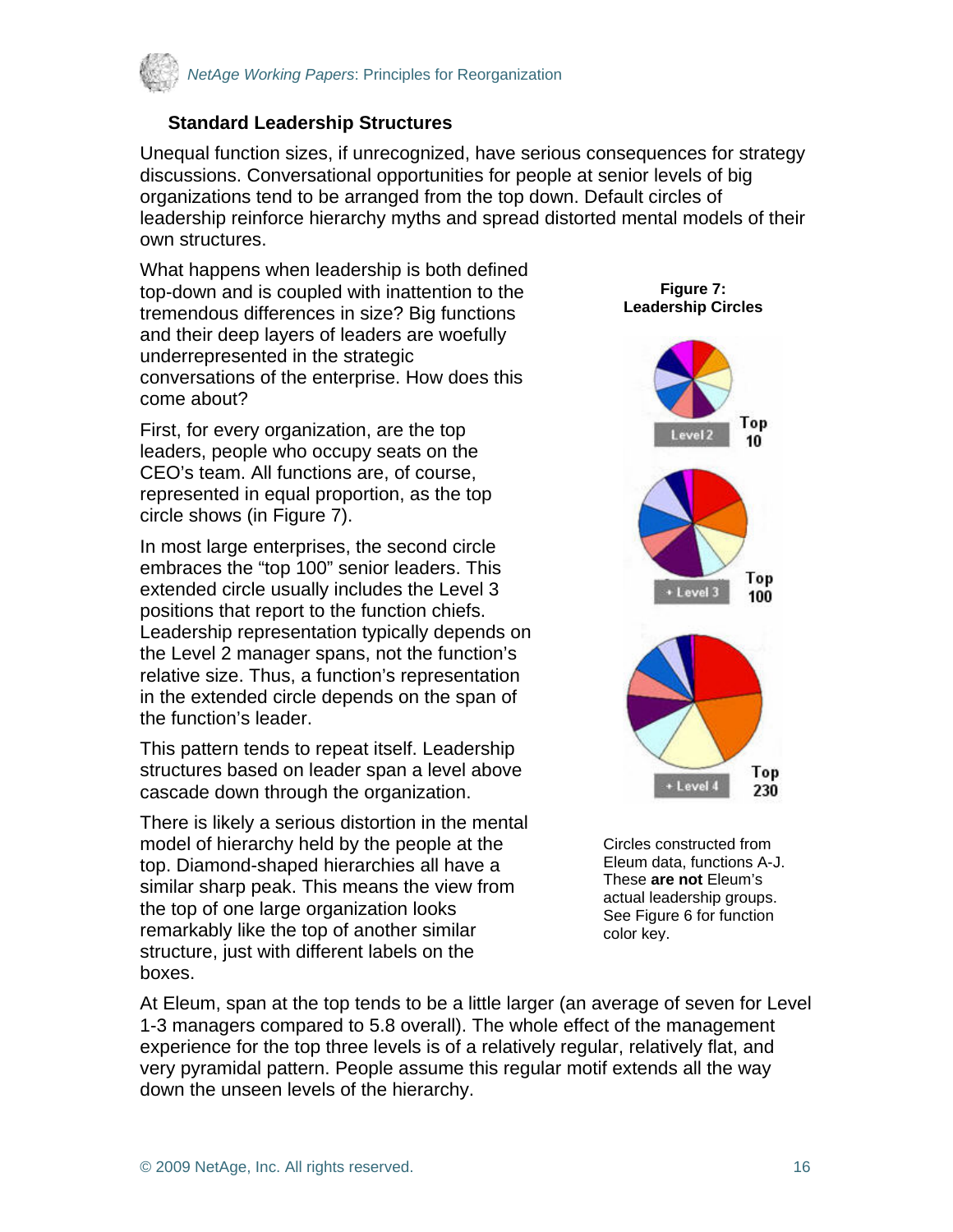### Standard Leadership Structures

Unequal function sizes, if unrecognized, have serious consequences for strategy discussions. Conversational opportunities for people at senior levels of big organizations tend to be arranged from the top down. Default circles of leadership reinforce hierarchy myths and spread distorted mental models of their own structures.

What happens when leadership is both defined top-down and is coupled with inattention to the tremendous differences in size? Big functions and their deep layers of leaders are woefully underrepresented in the strategic conversations of the enterprise. How does this come about?

First, for every organization, are the top leaders, people who occupy seats on the CEO's team. All functions are, of course, represented in equal proportion, as the top circle shows (in Figure 7).

In most large enterprises, the second circle embraces the "top 100" senior leaders. This extended circle usually includes the Level 3 positions that report to the function chiefs. Leadership representation typically depends on the Level 2 manager spans, not the function's relative size. Thus, a function's representation in the extended circle depends on the span of the function's leader.

This pattern tends to repeat itself. Leadership structures based on leader span a level above cascade down through the organization.

There is likely a serious distortion in the mental model of hierarchy held by the people at the top. Diamond-shaped hierarchies all have a similar sharp peak. This means the view from the top of one large organization looks remarkably like the top of another similar structure, just with different labels on the boxes.

**Figure 7: Leadership Circles**

Level 2 — Top 10

+ Level 3 — Top 100

+ Level 4 — Top 230

Circles constructed from Eleum data, functions A-J. These **are not** Eleum's actual leadership groups. See Figure 6 for function color key.

At Eleum, span at the top tends to be a little larger (an average of seven for Level 1-3 managers compared to 5.8 overall). The whole effect of the management experience for the top three levels is of a relatively regular, relatively flat, and very pyramidal pattern. People assume this regular motif extends all the way down the unseen levels of the hierarchy.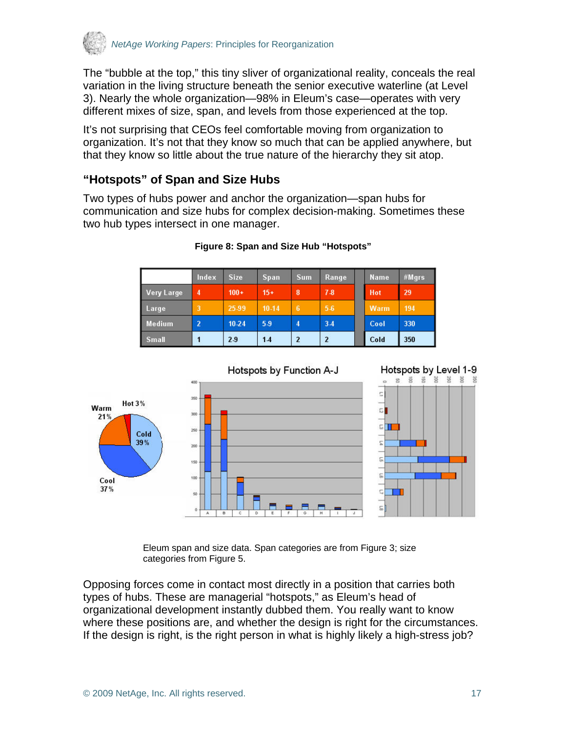The “bubble at the top,” this tiny sliver of organizational reality, conceals the real variation in the living structure beneath the senior executive waterline (at Level 3). Nearly the whole organization—98% in Eleum’s case—operates with very different mixes of size, span, and levels from those experienced at the top.

It’s not surprising that CEOs feel comfortable moving from organization to organization. It’s not that they know so much that can be applied anywhere, but that they know so little about the true nature of the hierarchy they sit atop.

## “Hotspots” of Span and Size Hubs

Two types of hubs power and anchor the organization—span hubs for communication and size hubs for complex decision-making. Sometimes these two hub types intersect in one manager.

**Figure 8: Span and Size Hub “Hotspots”**

| | Index | Size | Span | Sum | Range | | Name | #Mgrs |
|---|---|---|---|---|---|---|---|---|
| Very Large | 4 | 100+ | 15+ | 8 | 7-8 | | Hot | 29 |
| Large | 3 | 25-99 | 10-14 | 6 | 5-6 | | Warm | 194 |
| Medium | 2 | 10-24 | 5-9 | 4 | 3-4 | | Cool | 330 |
| Small | 1 | 2-9 | 1-4 | 2 | 2 | | Cold | 350 |

Eleum span and size data. Span categories are from Figure 3; size categories from Figure 5.

Opposing forces come in contact most directly in a position that carries both types of hubs. These are managerial “hotspots,” as Eleum’s head of organizational development instantly dubbed them. You really want to know where these positions are, and whether the design is right for the circumstances. If the design is right, is the right person in what is highly likely a high-stress job?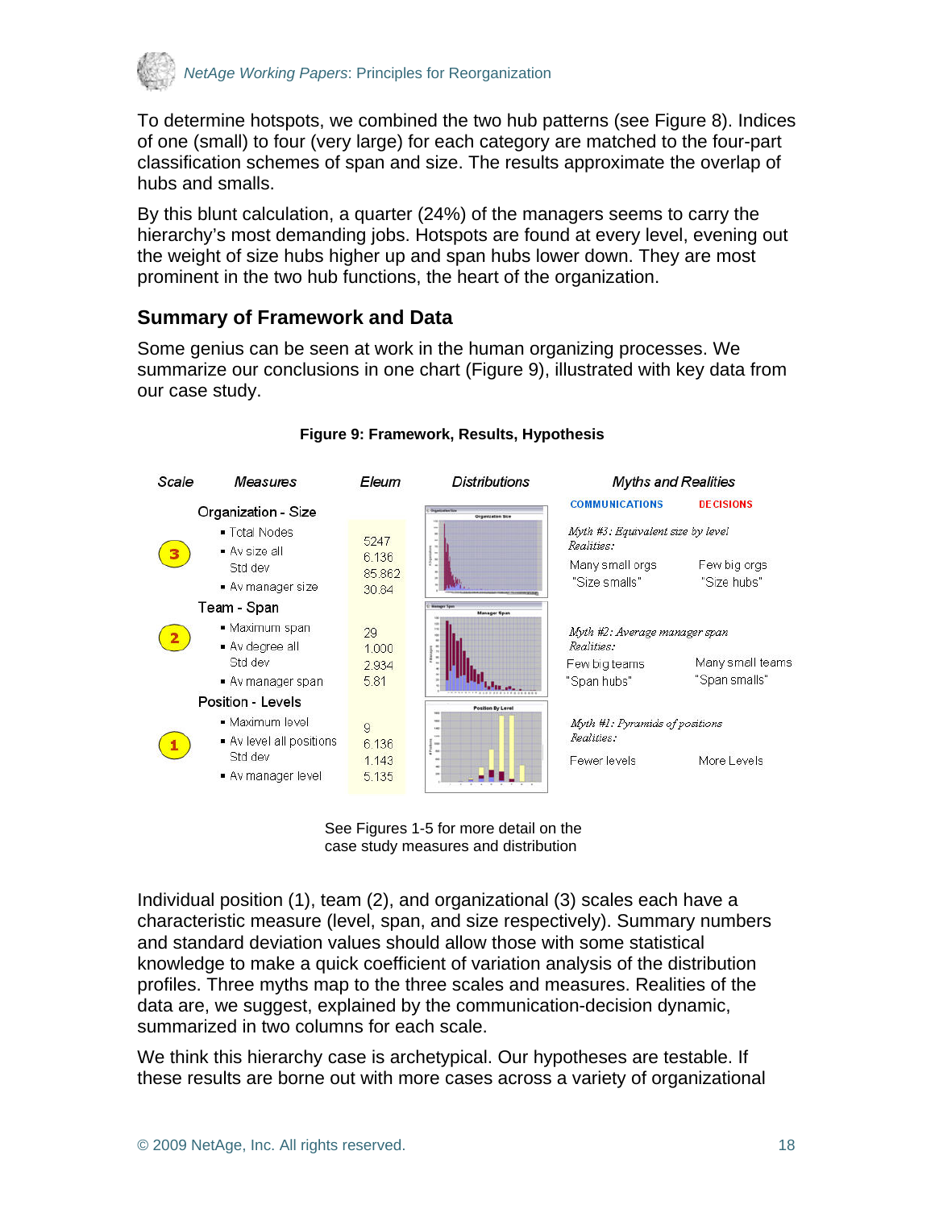To determine hotspots, we combined the two hub patterns (see Figure 8). Indices of one (small) to four (very large) for each category are matched to the four-part classification schemes of span and size. The results approximate the overlap of hubs and smalls.

By this blunt calculation, a quarter (24%) of the managers seems to carry the hierarchy's most demanding jobs. Hotspots are found at every level, evening out the weight of size hubs higher up and span hubs lower down. They are most prominent in the two hub functions, the heart of the organization.

## Summary of Framework and Data

Some genius can be seen at work in the human organizing processes. We summarize our conclusions in one chart (Figure 9), illustrated with key data from our case study.

**Figure 9: Framework, Results, Hypothesis**

| Scale | Measures | Eleum | Distributions | Myths and Realities: COMMUNICATIONS | DECISIONS |
|---|---|---|---|---|---|
| 3 | **Organization - Size** | | | *Myth #3: Equivalent size by level* | |
| | ▪ Total Nodes | 5247 | | *Realities:* | |
| | ▪ Av size all | 6.136 | | Many small orgs "Size smalls" | Few big orgs "Size hubs" |
| | Std dev | 85.862 | | | |
| | ▪ Av manager size | 30.84 | | | |
| 2 | **Team - Span** | | | *Myth #2: Average manager span* | |
| | ▪ Maximum span | 29 | | *Realities:* | |
| | ▪ Av degree all | 1.000 | | Few big teams "Span hubs" | Many small teams "Span smalls" |
| | Std dev | 2.934 | | | |
| | ▪ Av manager span | 5.81 | | | |
| 1 | **Position - Levels** | | | *Myth #1: Pyramids of positions* | |
| | ▪ Maximum level | 9 | | *Realities:* | |
| | ▪ Av level all positions | 6.136 | | Fewer levels | More Levels |
| | Std dev | 1.143 | | | |
| | ▪ Av manager level | 5.135 | | | |

See Figures 1-5 for more detail on the case study measures and distribution

Individual position (1), team (2), and organizational (3) scales each have a characteristic measure (level, span, and size respectively). Summary numbers and standard deviation values should allow those with some statistical knowledge to make a quick coefficient of variation analysis of the distribution profiles. Three myths map to the three scales and measures. Realities of the data are, we suggest, explained by the communication-decision dynamic, summarized in two columns for each scale.

We think this hierarchy case is archetypical. Our hypotheses are testable. If these results are borne out with more cases across a variety of organizational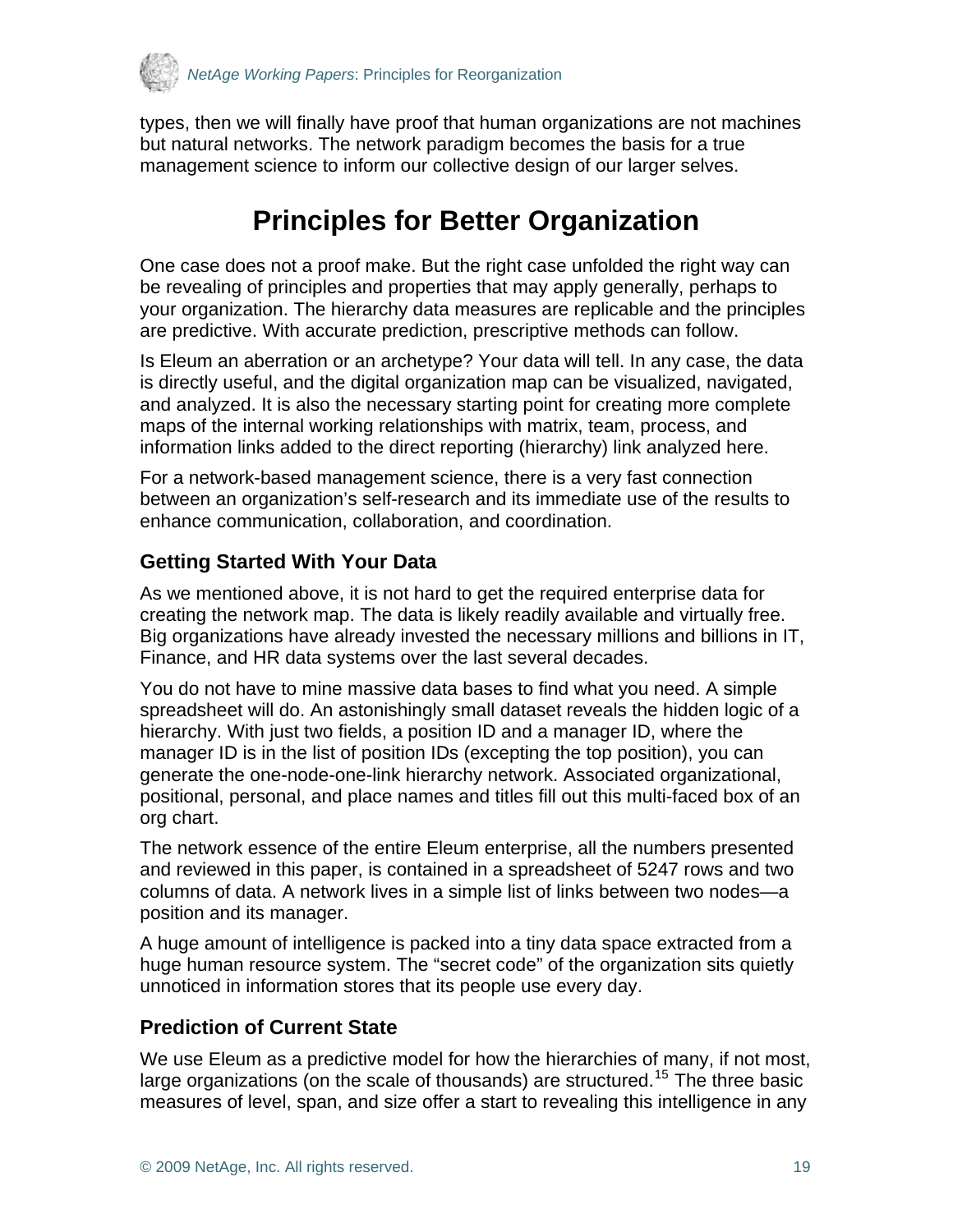types, then we will finally have proof that human organizations are not machines but natural networks. The network paradigm becomes the basis for a true management science to inform our collective design of our larger selves.

# Principles for Better Organization

One case does not a proof make. But the right case unfolded the right way can be revealing of principles and properties that may apply generally, perhaps to your organization. The hierarchy data measures are replicable and the principles are predictive. With accurate prediction, prescriptive methods can follow.

Is Eleum an aberration or an archetype? Your data will tell. In any case, the data is directly useful, and the digital organization map can be visualized, navigated, and analyzed. It is also the necessary starting point for creating more complete maps of the internal working relationships with matrix, team, process, and information links added to the direct reporting (hierarchy) link analyzed here.

For a network-based management science, there is a very fast connection between an organization's self-research and its immediate use of the results to enhance communication, collaboration, and coordination.

### Getting Started With Your Data

As we mentioned above, it is not hard to get the required enterprise data for creating the network map. The data is likely readily available and virtually free. Big organizations have already invested the necessary millions and billions in IT, Finance, and HR data systems over the last several decades.

You do not have to mine massive data bases to find what you need. A simple spreadsheet will do. An astonishingly small dataset reveals the hidden logic of a hierarchy. With just two fields, a position ID and a manager ID, where the manager ID is in the list of position IDs (excepting the top position), you can generate the one-node-one-link hierarchy network. Associated organizational, positional, personal, and place names and titles fill out this multi-faced box of an org chart.

The network essence of the entire Eleum enterprise, all the numbers presented and reviewed in this paper, is contained in a spreadsheet of 5247 rows and two columns of data. A network lives in a simple list of links between two nodes—a position and its manager.

A huge amount of intelligence is packed into a tiny data space extracted from a huge human resource system. The "secret code" of the organization sits quietly unnoticed in information stores that its people use every day.

### Prediction of Current State

We use Eleum as a predictive model for how the hierarchies of many, if not most, large organizations (on the scale of thousands) are structured.[15] The three basic measures of level, span, and size offer a start to revealing this intelligence in any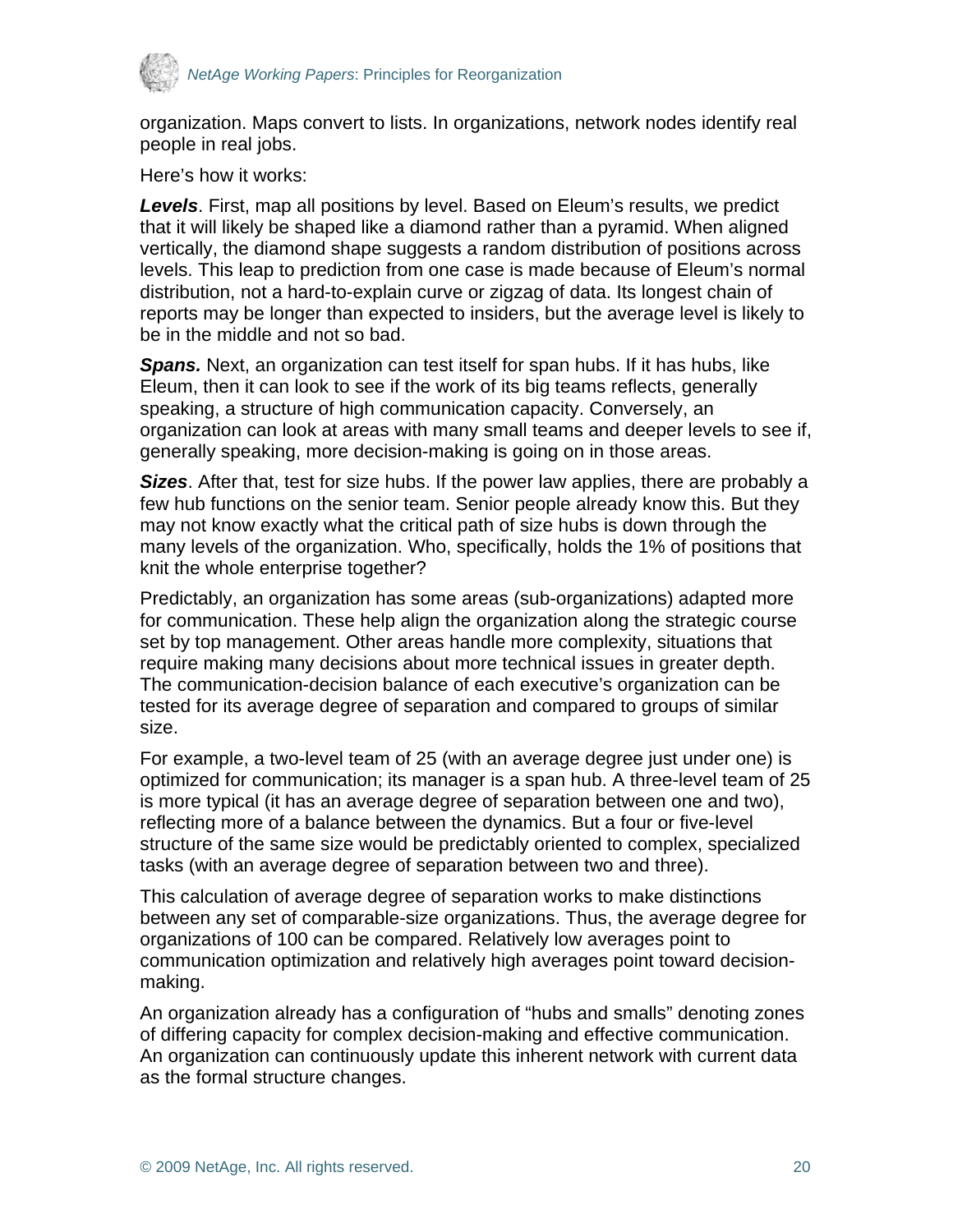organization. Maps convert to lists. In organizations, network nodes identify real people in real jobs.

Here's how it works:

***Levels***. First, map all positions by level. Based on Eleum's results, we predict that it will likely be shaped like a diamond rather than a pyramid. When aligned vertically, the diamond shape suggests a random distribution of positions across levels. This leap to prediction from one case is made because of Eleum's normal distribution, not a hard-to-explain curve or zigzag of data. Its longest chain of reports may be longer than expected to insiders, but the average level is likely to be in the middle and not so bad.

***Spans.*** Next, an organization can test itself for span hubs. If it has hubs, like Eleum, then it can look to see if the work of its big teams reflects, generally speaking, a structure of high communication capacity. Conversely, an organization can look at areas with many small teams and deeper levels to see if, generally speaking, more decision-making is going on in those areas.

***Sizes***. After that, test for size hubs. If the power law applies, there are probably a few hub functions on the senior team. Senior people already know this. But they may not know exactly what the critical path of size hubs is down through the many levels of the organization. Who, specifically, holds the 1% of positions that knit the whole enterprise together?

Predictably, an organization has some areas (sub-organizations) adapted more for communication. These help align the organization along the strategic course set by top management. Other areas handle more complexity, situations that require making many decisions about more technical issues in greater depth. The communication-decision balance of each executive's organization can be tested for its average degree of separation and compared to groups of similar size.

For example, a two-level team of 25 (with an average degree just under one) is optimized for communication; its manager is a span hub. A three-level team of 25 is more typical (it has an average degree of separation between one and two), reflecting more of a balance between the dynamics. But a four or five-level structure of the same size would be predictably oriented to complex, specialized tasks (with an average degree of separation between two and three).

This calculation of average degree of separation works to make distinctions between any set of comparable-size organizations. Thus, the average degree for organizations of 100 can be compared. Relatively low averages point to communication optimization and relatively high averages point toward decision-making.

An organization already has a configuration of "hubs and smalls" denoting zones of differing capacity for complex decision-making and effective communication. An organization can continuously update this inherent network with current data as the formal structure changes.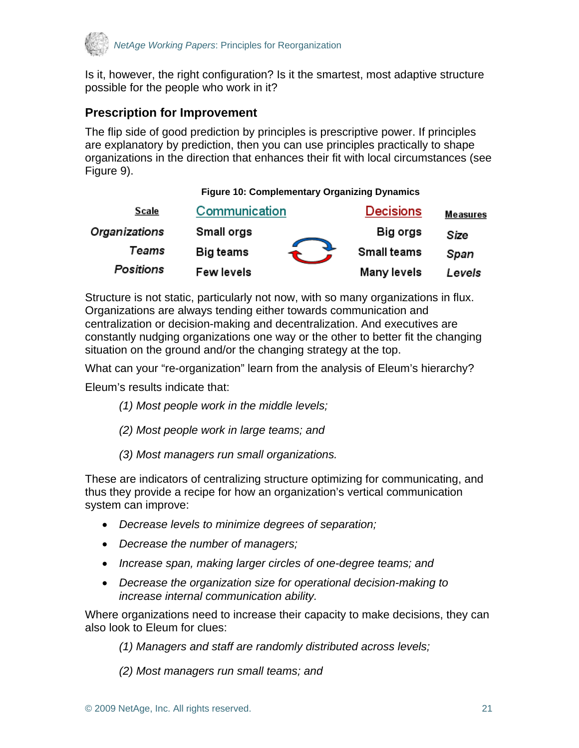Is it, however, the right configuration? Is it the smartest, most adaptive structure possible for the people who work in it?

## Prescription for Improvement

The flip side of good prediction by principles is prescriptive power. If principles are explanatory by prediction, then you can use principles practically to shape organizations in the direction that enhances their fit with local circumstances (see Figure 9).

**Figure 10: Complementary Organizing Dynamics**

| Scale | Communication | | Decisions | Measures |
|---|---|---|---|---|
| *Organizations* | Small orgs | | Big orgs | *Size* |
| *Teams* | Big teams | ⇄ | Small teams | *Span* |
| *Positions* | Few levels | | Many levels | *Levels* |

Structure is not static, particularly not now, with so many organizations in flux. Organizations are always tending either towards communication and centralization or decision-making and decentralization. And executives are constantly nudging organizations one way or the other to better fit the changing situation on the ground and/or the changing strategy at the top.

What can your "re-organization" learn from the analysis of Eleum's hierarchy?

Eleum's results indicate that:

> *(1) Most people work in the middle levels;*
>
> *(2) Most people work in large teams; and*
>
> *(3) Most managers run small organizations.*

These are indicators of centralizing structure optimizing for communicating, and thus they provide a recipe for how an organization's vertical communication system can improve:

- *Decrease levels to minimize degrees of separation;*
- *Decrease the number of managers;*
- *Increase span, making larger circles of one-degree teams; and*
- *Decrease the organization size for operational decision-making to increase internal communication ability.*

Where organizations need to increase their capacity to make decisions, they can also look to Eleum for clues:

> *(1) Managers and staff are randomly distributed across levels;*
>
> *(2) Most managers run small teams; and*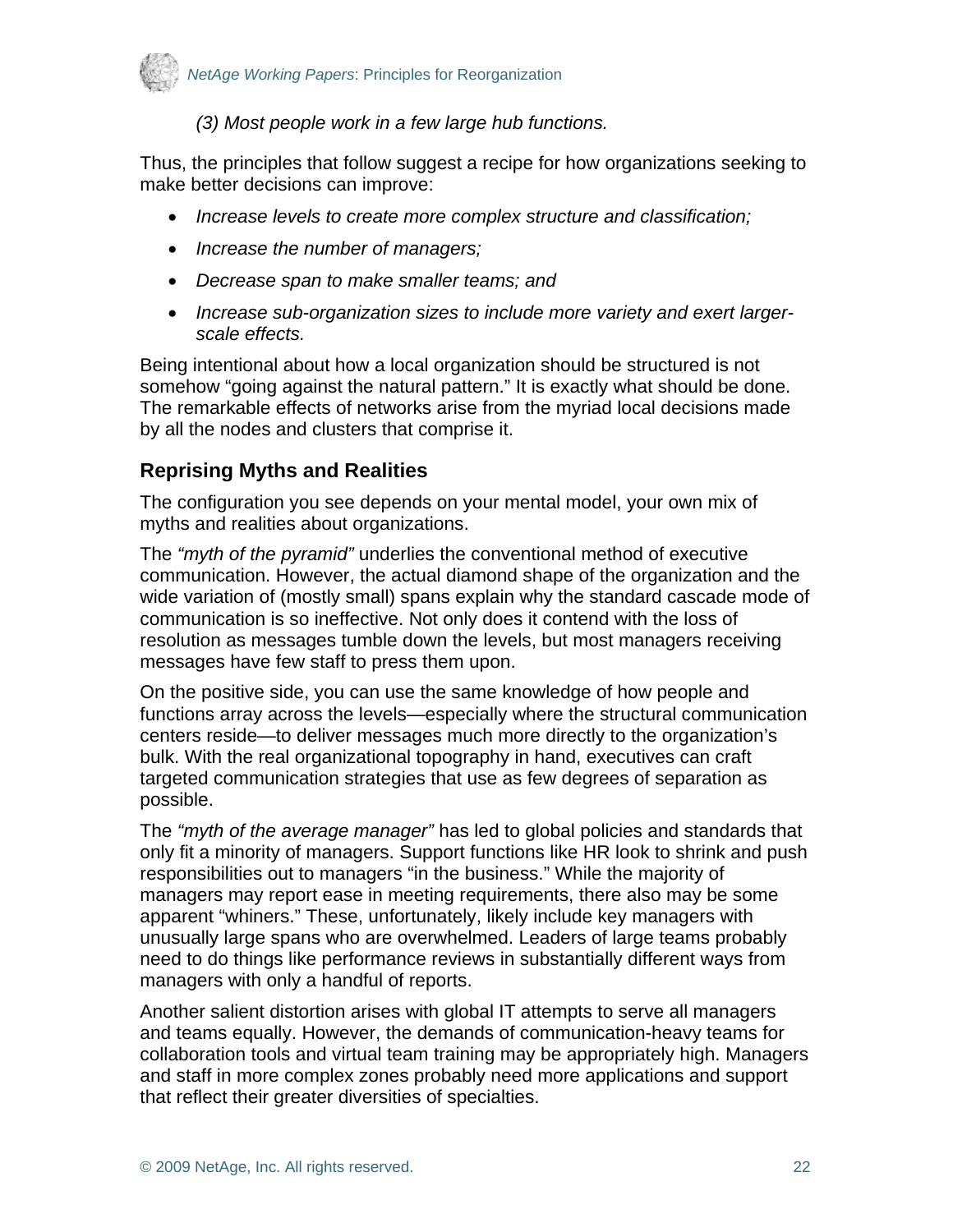*(3) Most people work in a few large hub functions.*

Thus, the principles that follow suggest a recipe for how organizations seeking to make better decisions can improve:

- *Increase levels to create more complex structure and classification;*
- *Increase the number of managers;*
- *Decrease span to make smaller teams; and*
- *Increase sub-organization sizes to include more variety and exert larger-scale effects.*

Being intentional about how a local organization should be structured is not somehow "going against the natural pattern." It is exactly what should be done. The remarkable effects of networks arise from the myriad local decisions made by all the nodes and clusters that comprise it.

## Reprising Myths and Realities

The configuration you see depends on your mental model, your own mix of myths and realities about organizations.

The *"myth of the pyramid"* underlies the conventional method of executive communication. However, the actual diamond shape of the organization and the wide variation of (mostly small) spans explain why the standard cascade mode of communication is so ineffective. Not only does it contend with the loss of resolution as messages tumble down the levels, but most managers receiving messages have few staff to press them upon.

On the positive side, you can use the same knowledge of how people and functions array across the levels—especially where the structural communication centers reside—to deliver messages much more directly to the organization's bulk. With the real organizational topography in hand, executives can craft targeted communication strategies that use as few degrees of separation as possible.

The *"myth of the average manager"* has led to global policies and standards that only fit a minority of managers. Support functions like HR look to shrink and push responsibilities out to managers "in the business." While the majority of managers may report ease in meeting requirements, there also may be some apparent "whiners." These, unfortunately, likely include key managers with unusually large spans who are overwhelmed. Leaders of large teams probably need to do things like performance reviews in substantially different ways from managers with only a handful of reports.

Another salient distortion arises with global IT attempts to serve all managers and teams equally. However, the demands of communication-heavy teams for collaboration tools and virtual team training may be appropriately high. Managers and staff in more complex zones probably need more applications and support that reflect their greater diversities of specialties.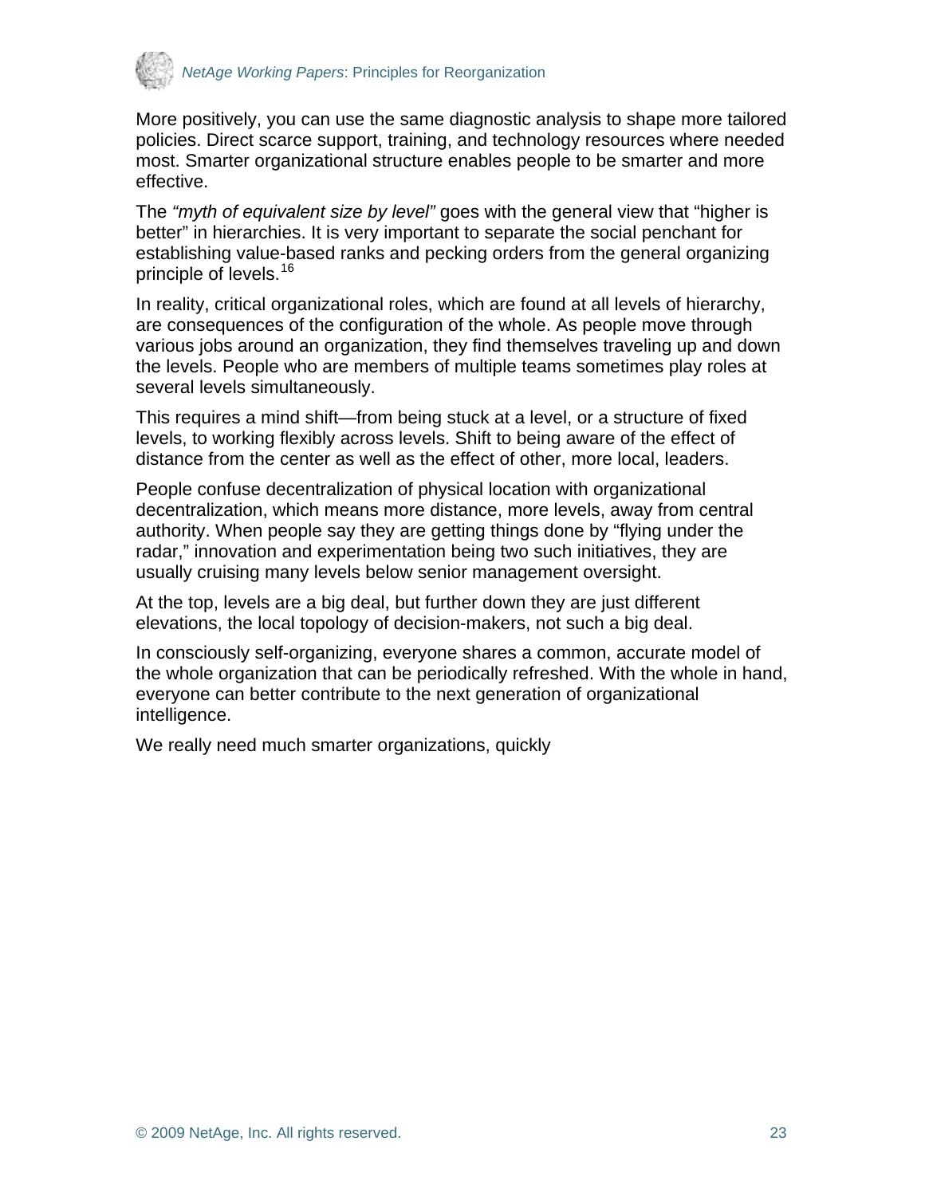More positively, you can use the same diagnostic analysis to shape more tailored policies. Direct scarce support, training, and technology resources where needed most. Smarter organizational structure enables people to be smarter and more effective.

The *"myth of equivalent size by level"* goes with the general view that "higher is better" in hierarchies. It is very important to separate the social penchant for establishing value-based ranks and pecking orders from the general organizing principle of levels.[16]

In reality, critical organizational roles, which are found at all levels of hierarchy, are consequences of the configuration of the whole. As people move through various jobs around an organization, they find themselves traveling up and down the levels. People who are members of multiple teams sometimes play roles at several levels simultaneously.

This requires a mind shift—from being stuck at a level, or a structure of fixed levels, to working flexibly across levels. Shift to being aware of the effect of distance from the center as well as the effect of other, more local, leaders.

People confuse decentralization of physical location with organizational decentralization, which means more distance, more levels, away from central authority. When people say they are getting things done by "flying under the radar," innovation and experimentation being two such initiatives, they are usually cruising many levels below senior management oversight.

At the top, levels are a big deal, but further down they are just different elevations, the local topology of decision-makers, not such a big deal.

In consciously self-organizing, everyone shares a common, accurate model of the whole organization that can be periodically refreshed. With the whole in hand, everyone can better contribute to the next generation of organizational intelligence.

We really need much smarter organizations, quickly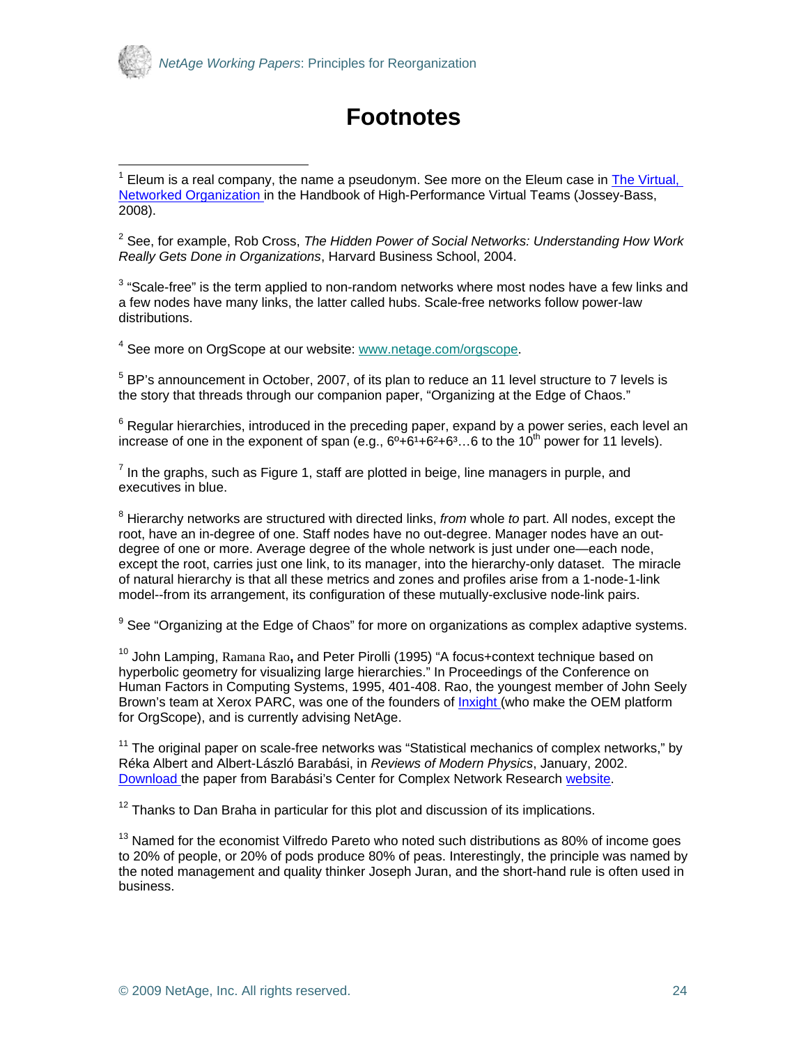# Footnotes

[1] Eleum is a real company, the name a pseudonym. See more on the Eleum case in The Virtual, Networked Organization in the Handbook of High-Performance Virtual Teams (Jossey-Bass, 2008).

[2] See, for example, Rob Cross, *The Hidden Power of Social Networks: Understanding How Work Really Gets Done in Organizations*, Harvard Business School, 2004.

[3] "Scale-free" is the term applied to non-random networks where most nodes have a few links and a few nodes have many links, the latter called hubs. Scale-free networks follow power-law distributions.

[4] See more on OrgScope at our website: www.netage.com/orgscope.

[5] BP's announcement in October, 2007, of its plan to reduce an 11 level structure to 7 levels is the story that threads through our companion paper, "Organizing at the Edge of Chaos."

[6] Regular hierarchies, introduced in the preceding paper, expand by a power series, each level an increase of one in the exponent of span (e.g., $6^0+6^1+6^2+6^3$…6 to the $10^{th}$ power for 11 levels).

[7] In the graphs, such as Figure 1, staff are plotted in beige, line managers in purple, and executives in blue.

[8] Hierarchy networks are structured with directed links, *from* whole *to* part. All nodes, except the root, have an in-degree of one. Staff nodes have no out-degree. Manager nodes have an out-degree of one or more. Average degree of the whole network is just under one—each node, except the root, carries just one link, to its manager, into the hierarchy-only dataset. The miracle of natural hierarchy is that all these metrics and zones and profiles arise from a 1-node-1-link model--from its arrangement, its configuration of these mutually-exclusive node-link pairs.

[9] See "Organizing at the Edge of Chaos" for more on organizations as complex adaptive systems.

[10] John Lamping, Ramana Rao, and Peter Pirolli (1995) "A focus+context technique based on hyperbolic geometry for visualizing large hierarchies." In Proceedings of the Conference on Human Factors in Computing Systems, 1995, 401-408. Rao, the youngest member of John Seely Brown's team at Xerox PARC, was one of the founders of Inxight (who make the OEM platform for OrgScope), and is currently advising NetAge.

[11] The original paper on scale-free networks was "Statistical mechanics of complex networks," by Réka Albert and Albert-László Barabási, in *Reviews of Modern Physics*, January, 2002. Download the paper from Barabási's Center for Complex Network Research website.

[12] Thanks to Dan Braha in particular for this plot and discussion of its implications.

[13] Named for the economist Vilfredo Pareto who noted such distributions as 80% of income goes to 20% of people, or 20% of pods produce 80% of peas. Interestingly, the principle was named by the noted management and quality thinker Joseph Juran, and the short-hand rule is often used in business.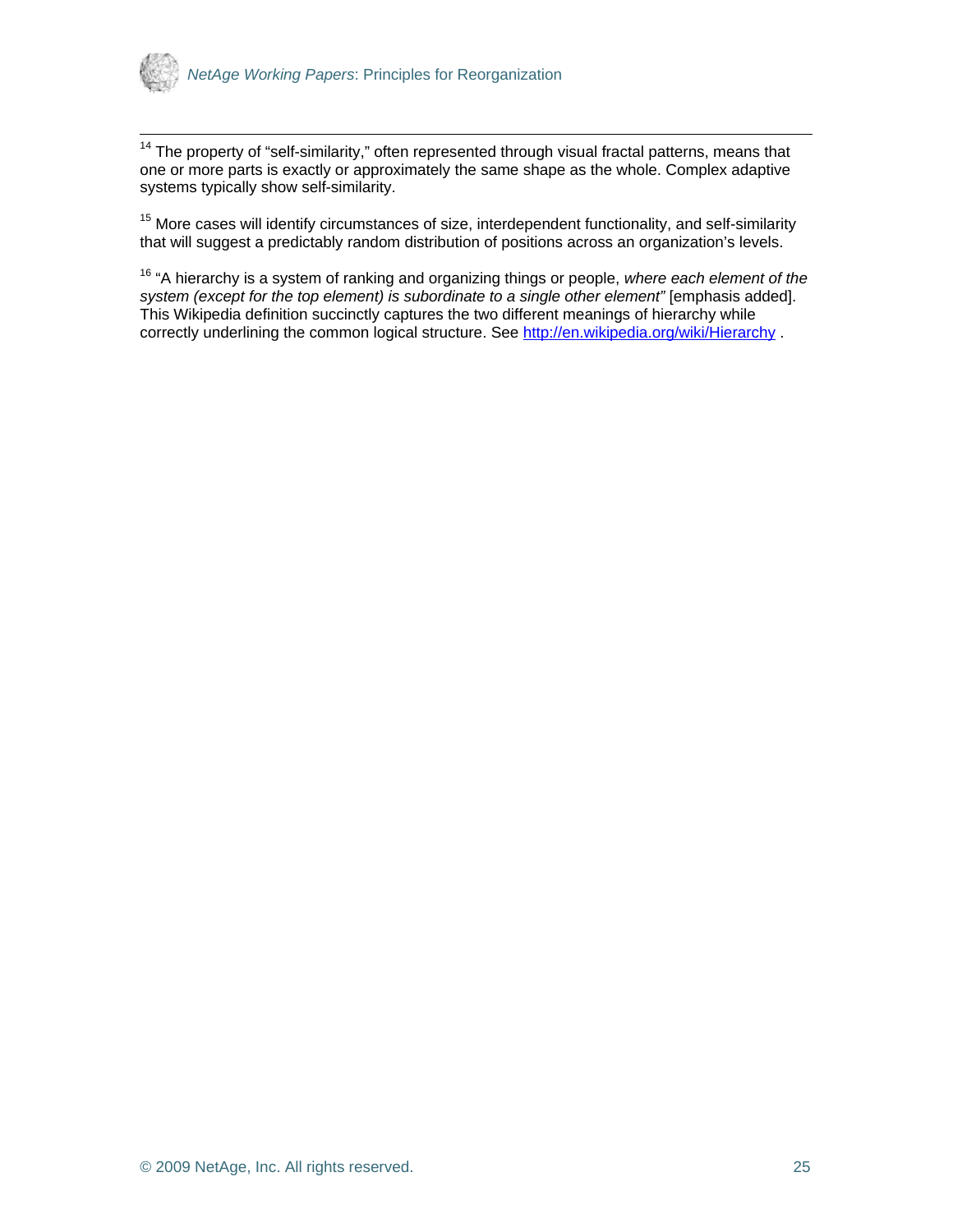[14] The property of "self-similarity," often represented through visual fractal patterns, means that one or more parts is exactly or approximately the same shape as the whole. Complex adaptive systems typically show self-similarity.

[15] More cases will identify circumstances of size, interdependent functionality, and self-similarity that will suggest a predictably random distribution of positions across an organization's levels.

[16] "A hierarchy is a system of ranking and organizing things or people, *where each element of the system (except for the top element) is subordinate to a single other element"* [emphasis added]. This Wikipedia definition succinctly captures the two different meanings of hierarchy while correctly underlining the common logical structure. See http://en.wikipedia.org/wiki/Hierarchy .